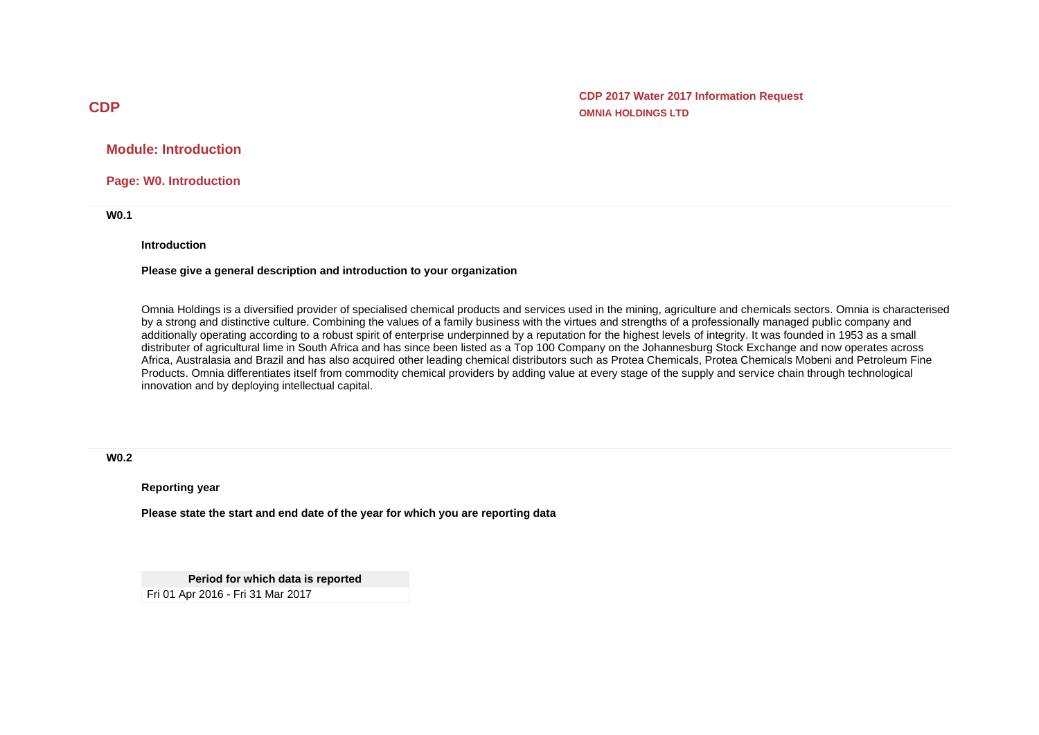# CDP

**CDP 2017 Water 2017 Information Request**
**OMNIA HOLDINGS LTD**

## Module: Introduction

### Page: W0. Introduction

**W0.1**

**Introduction**

**Please give a general description and introduction to your organization**

Omnia Holdings is a diversified provider of specialised chemical products and services used in the mining, agriculture and chemicals sectors. Omnia is characterised by a strong and distinctive culture. Combining the values of a family business with the virtues and strengths of a professionally managed public company and additionally operating according to a robust spirit of enterprise underpinned by a reputation for the highest levels of integrity. It was founded in 1953 as a small distributer of agricultural lime in South Africa and has since been listed as a Top 100 Company on the Johannesburg Stock Exchange and now operates across Africa, Australasia and Brazil and has also acquired other leading chemical distributors such as Protea Chemicals, Protea Chemicals Mobeni and Petroleum Fine Products. Omnia differentiates itself from commodity chemical providers by adding value at every stage of the supply and service chain through technological innovation and by deploying intellectual capital.

**W0.2**

**Reporting year**

**Please state the start and end date of the year for which you are reporting data**

| Period for which data is reported |
|---|
| Fri 01 Apr 2016 - Fri 31 Mar 2017 |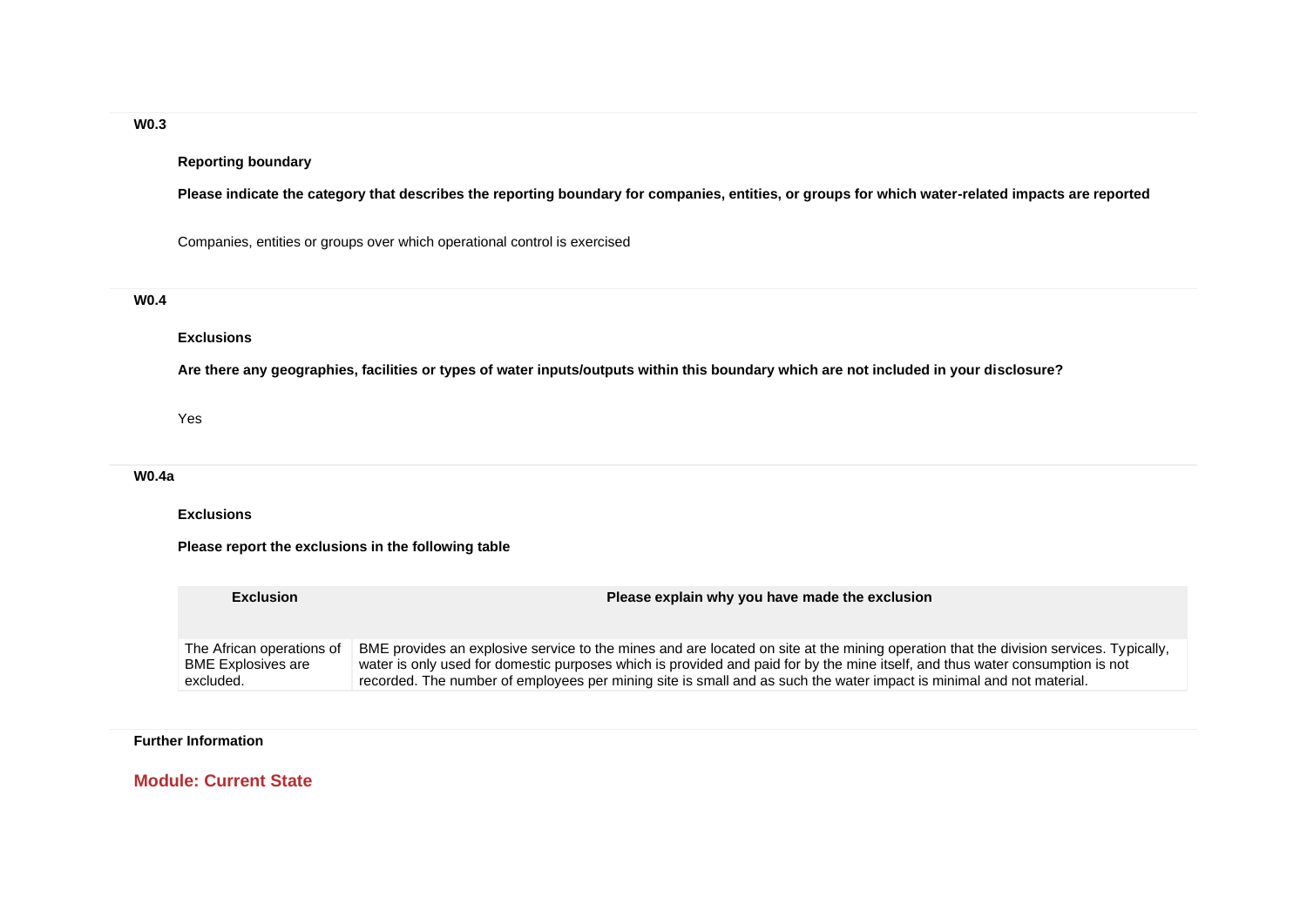**W0.3**

**Reporting boundary**

**Please indicate the category that describes the reporting boundary for companies, entities, or groups for which water-related impacts are reported**

Companies, entities or groups over which operational control is exercised

**W0.4**

**Exclusions**

**Are there any geographies, facilities or types of water inputs/outputs within this boundary which are not included in your disclosure?**

Yes

**W0.4a**

**Exclusions**

**Please report the exclusions in the following table**

| Exclusion | Please explain why you have made the exclusion |
| --- | --- |
| The African operations of BME Explosives are excluded. | BME provides an explosive service to the mines and are located on site at the mining operation that the division services. Typically, water is only used for domestic purposes which is provided and paid for by the mine itself, and thus water consumption is not recorded. The number of employees per mining site is small and as such the water impact is minimal and not material. |

**Further Information**

## Module: Current State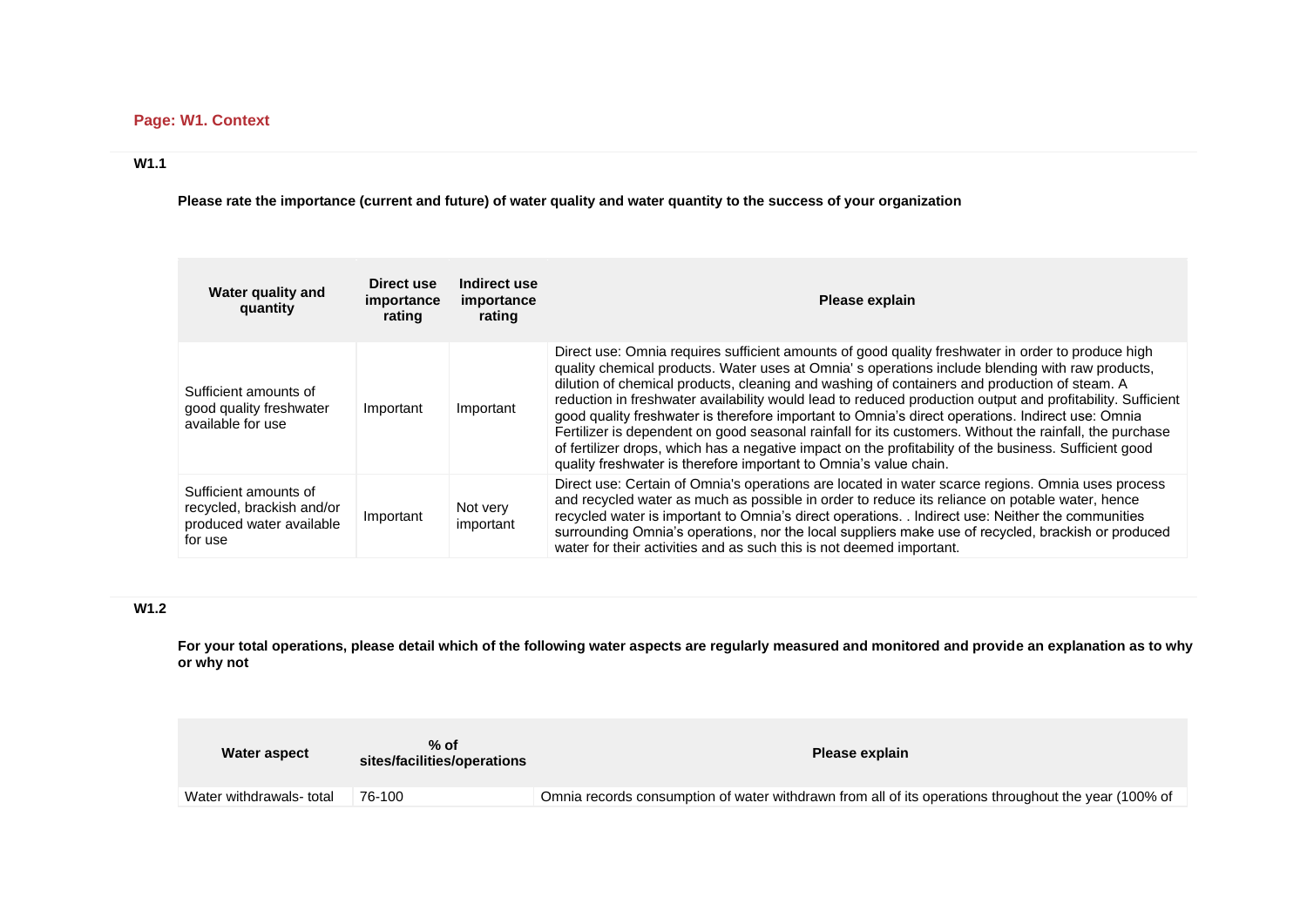## Page: W1. Context

### W1.1

**Please rate the importance (current and future) of water quality and water quantity to the success of your organization**

| Water quality and quantity | Direct use importance rating | Indirect use importance rating | Please explain |
|---|---|---|---|
| Sufficient amounts of good quality freshwater available for use | Important | Important | Direct use: Omnia requires sufficient amounts of good quality freshwater in order to produce high quality chemical products. Water uses at Omnia' s operations include blending with raw products, dilution of chemical products, cleaning and washing of containers and production of steam. A reduction in freshwater availability would lead to reduced production output and profitability. Sufficient good quality freshwater is therefore important to Omnia's direct operations. Indirect use: Omnia Fertilizer is dependent on good seasonal rainfall for its customers. Without the rainfall, the purchase of fertilizer drops, which has a negative impact on the profitability of the business. Sufficient good quality freshwater is therefore important to Omnia's value chain. |
| Sufficient amounts of recycled, brackish and/or produced water available for use | Important | Not very important | Direct use: Certain of Omnia's operations are located in water scarce regions. Omnia uses process and recycled water as much as possible in order to reduce its reliance on potable water, hence recycled water is important to Omnia's direct operations. . Indirect use: Neither the communities surrounding Omnia's operations, nor the local suppliers make use of recycled, brackish or produced water for their activities and as such this is not deemed important. |

### W1.2

**For your total operations, please detail which of the following water aspects are regularly measured and monitored and provide an explanation as to why or why not**

| Water aspect | % of sites/facilities/operations | Please explain |
|---|---|---|
| Water withdrawals- total | 76-100 | Omnia records consumption of water withdrawn from all of its operations throughout the year (100% of |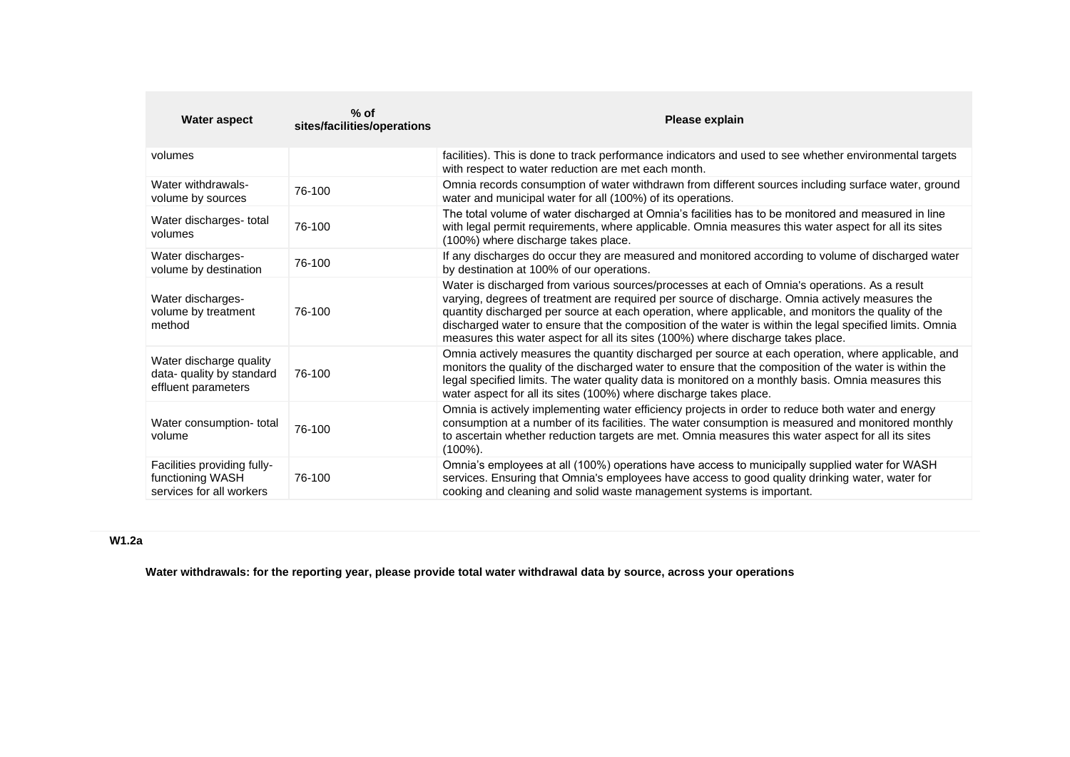| Water aspect | % of sites/facilities/operations | Please explain |
|---|---|---|
| volumes | | facilities). This is done to track performance indicators and used to see whether environmental targets with respect to water reduction are met each month. |
| Water withdrawals- volume by sources | 76-100 | Omnia records consumption of water withdrawn from different sources including surface water, ground water and municipal water for all (100%) of its operations. |
| Water discharges- total volumes | 76-100 | The total volume of water discharged at Omnia's facilities has to be monitored and measured in line with legal permit requirements, where applicable. Omnia measures this water aspect for all its sites (100%) where discharge takes place. |
| Water discharges- volume by destination | 76-100 | If any discharges do occur they are measured and monitored according to volume of discharged water by destination at 100% of our operations. |
| Water discharges- volume by treatment method | 76-100 | Water is discharged from various sources/processes at each of Omnia's operations. As a result varying, degrees of treatment are required per source of discharge. Omnia actively measures the quantity discharged per source at each operation, where applicable, and monitors the quality of the discharged water to ensure that the composition of the water is within the legal specified limits. Omnia measures this water aspect for all its sites (100%) where discharge takes place. |
| Water discharge quality data- quality by standard effluent parameters | 76-100 | Omnia actively measures the quantity discharged per source at each operation, where applicable, and monitors the quality of the discharged water to ensure that the composition of the water is within the legal specified limits. The water quality data is monitored on a monthly basis. Omnia measures this water aspect for all its sites (100%) where discharge takes place. |
| Water consumption- total volume | 76-100 | Omnia is actively implementing water efficiency projects in order to reduce both water and energy consumption at a number of its facilities. The water consumption is measured and monitored monthly to ascertain whether reduction targets are met. Omnia measures this water aspect for all its sites (100%). |
| Facilities providing fully-functioning WASH services for all workers | 76-100 | Omnia's employees at all (100%) operations have access to municipally supplied water for WASH services. Ensuring that Omnia's employees have access to good quality drinking water, water for cooking and cleaning and solid waste management systems is important. |

**W1.2a**

**Water withdrawals: for the reporting year, please provide total water withdrawal data by source, across your operations**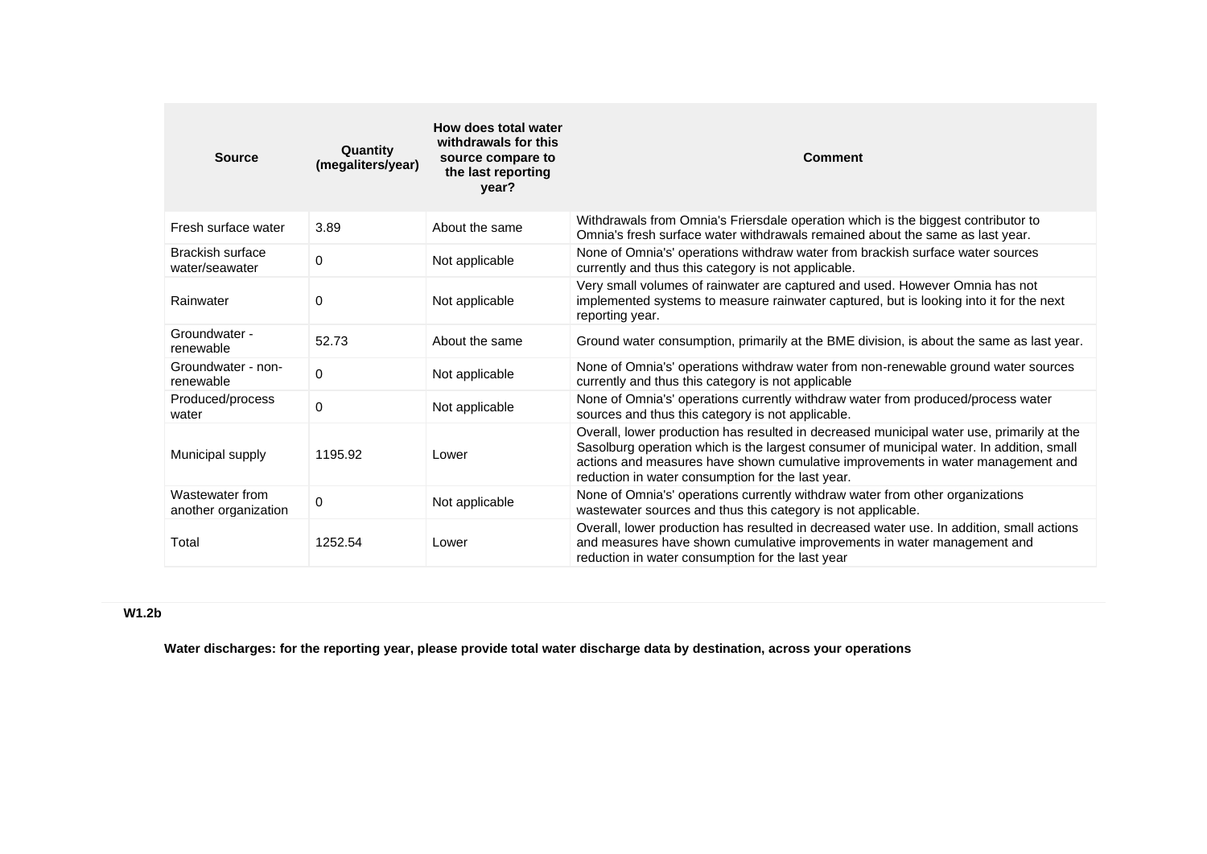| Source | Quantity (megaliters/year) | How does total water withdrawals for this source compare to the last reporting year? | Comment |
|---|---|---|---|
| Fresh surface water | 3.89 | About the same | Withdrawals from Omnia's Friersdale operation which is the biggest contributor to Omnia's fresh surface water withdrawals remained about the same as last year. |
| Brackish surface water/seawater | 0 | Not applicable | None of Omnia's' operations withdraw water from brackish surface water sources currently and thus this category is not applicable. |
| Rainwater | 0 | Not applicable | Very small volumes of rainwater are captured and used. However Omnia has not implemented systems to measure rainwater captured, but is looking into it for the next reporting year. |
| Groundwater - renewable | 52.73 | About the same | Ground water consumption, primarily at the BME division, is about the same as last year. |
| Groundwater - non-renewable | 0 | Not applicable | None of Omnia's' operations withdraw water from non-renewable ground water sources currently and thus this category is not applicable |
| Produced/process water | 0 | Not applicable | None of Omnia's' operations currently withdraw water from produced/process water sources and thus this category is not applicable. |
| Municipal supply | 1195.92 | Lower | Overall, lower production has resulted in decreased municipal water use, primarily at the Sasolburg operation which is the largest consumer of municipal water. In addition, small actions and measures have shown cumulative improvements in water management and reduction in water consumption for the last year. |
| Wastewater from another organization | 0 | Not applicable | None of Omnia's' operations currently withdraw water from other organizations wastewater sources and thus this category is not applicable. |
| Total | 1252.54 | Lower | Overall, lower production has resulted in decreased water use. In addition, small actions and measures have shown cumulative improvements in water management and reduction in water consumption for the last year |

**W1.2b**

**Water discharges: for the reporting year, please provide total water discharge data by destination, across your operations**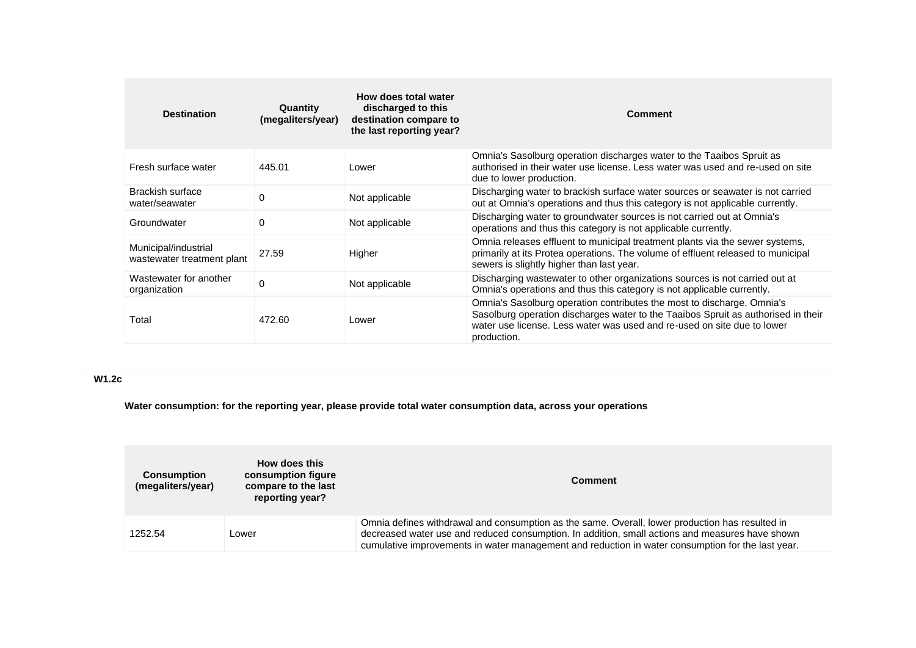| Destination | Quantity (megaliters/year) | How does total water discharged to this destination compare to the last reporting year? | Comment |
|---|---|---|---|
| Fresh surface water | 445.01 | Lower | Omnia's Sasolburg operation discharges water to the Taaibos Spruit as authorised in their water use license. Less water was used and re-used on site due to lower production. |
| Brackish surface water/seawater | 0 | Not applicable | Discharging water to brackish surface water sources or seawater is not carried out at Omnia's operations and thus this category is not applicable currently. |
| Groundwater | 0 | Not applicable | Discharging water to groundwater sources is not carried out at Omnia's operations and thus this category is not applicable currently. |
| Municipal/industrial wastewater treatment plant | 27.59 | Higher | Omnia releases effluent to municipal treatment plants via the sewer systems, primarily at its Protea operations. The volume of effluent released to municipal sewers is slightly higher than last year. |
| Wastewater for another organization | 0 | Not applicable | Discharging wastewater to other organizations sources is not carried out at Omnia's operations and thus this category is not applicable currently. |
| Total | 472.60 | Lower | Omnia's Sasolburg operation contributes the most to discharge. Omnia's Sasolburg operation discharges water to the Taaibos Spruit as authorised in their water use license. Less water was used and re-used on site due to lower production. |

**W1.2c**

**Water consumption: for the reporting year, please provide total water consumption data, across your operations**

| Consumption (megaliters/year) | How does this consumption figure compare to the last reporting year? | Comment |
|---|---|---|
| 1252.54 | Lower | Omnia defines withdrawal and consumption as the same. Overall, lower production has resulted in decreased water use and reduced consumption. In addition, small actions and measures have shown cumulative improvements in water management and reduction in water consumption for the last year. |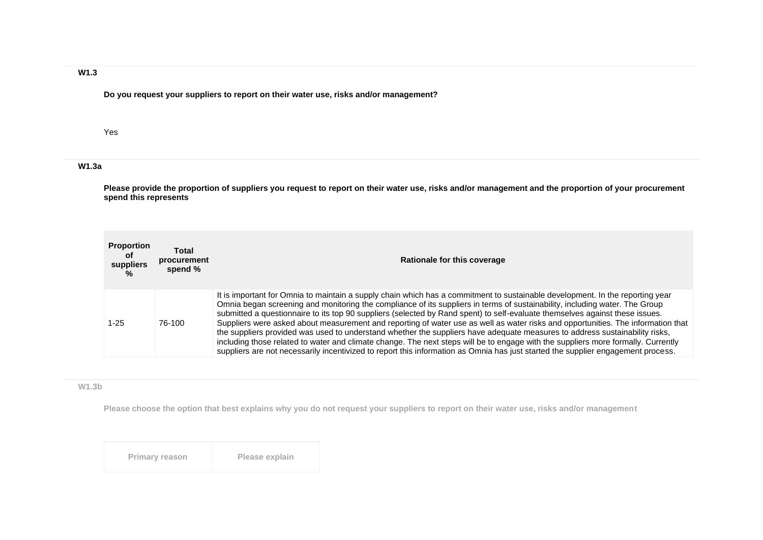### W1.3

**Do you request your suppliers to report on their water use, risks and/or management?**

Yes

### W1.3a

**Please provide the proportion of suppliers you request to report on their water use, risks and/or management and the proportion of your procurement spend this represents**

| Proportion of suppliers % | Total procurement spend % | Rationale for this coverage |
|---|---|---|
| 1-25 | 76-100 | It is important for Omnia to maintain a supply chain which has a commitment to sustainable development. In the reporting year Omnia began screening and monitoring the compliance of its suppliers in terms of sustainability, including water. The Group submitted a questionnaire to its top 90 suppliers (selected by Rand spent) to self-evaluate themselves against these issues. Suppliers were asked about measurement and reporting of water use as well as water risks and opportunities. The information that the suppliers provided was used to understand whether the suppliers have adequate measures to address sustainability risks, including those related to water and climate change. The next steps will be to engage with the suppliers more formally. Currently suppliers are not necessarily incentivized to report this information as Omnia has just started the supplier engagement process. |

### W1.3b

**Please choose the option that best explains why you do not request your suppliers to report on their water use, risks and/or management**

| Primary reason | Please explain |
|---|---|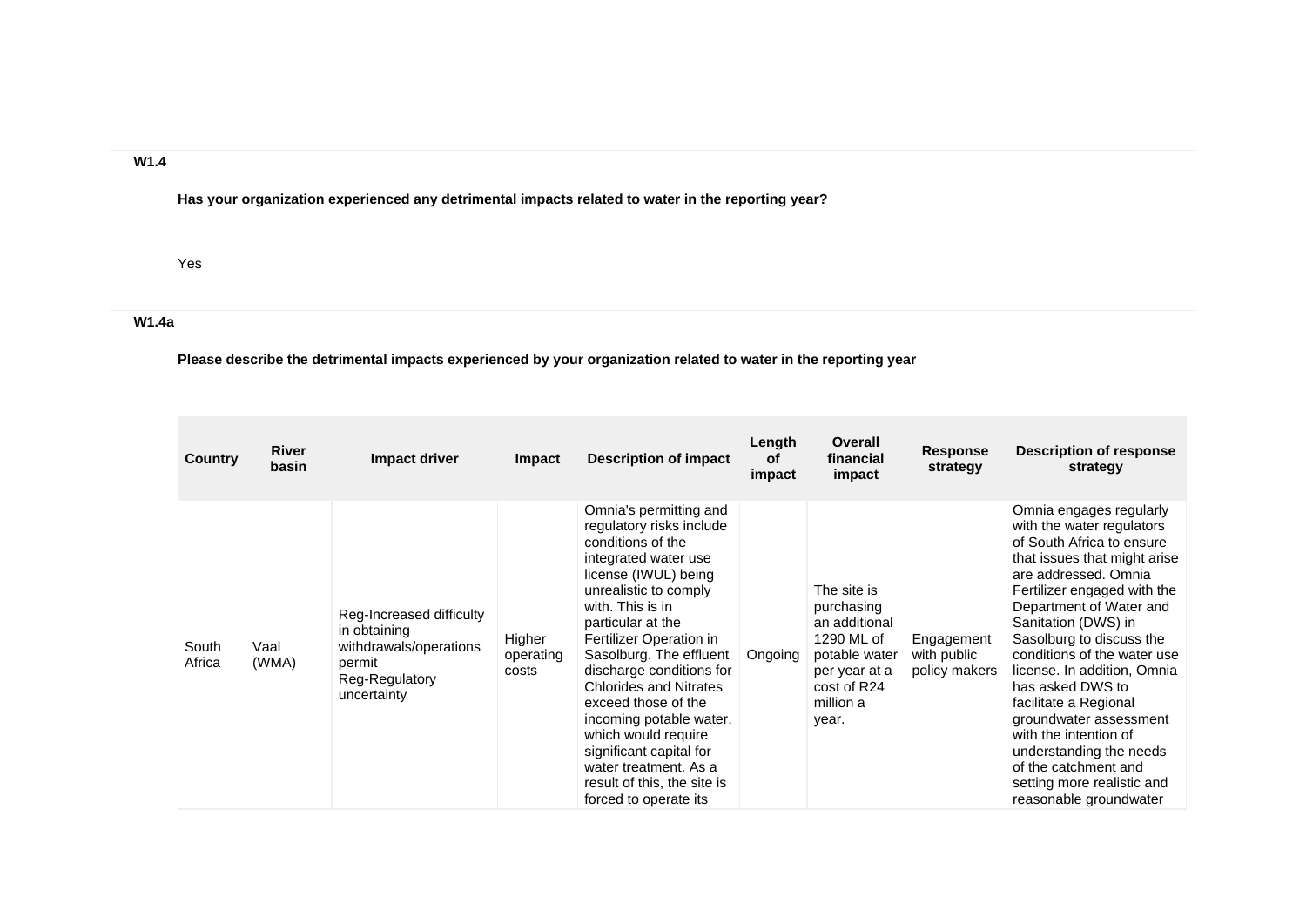**W1.4**

**Has your organization experienced any detrimental impacts related to water in the reporting year?**

Yes

**W1.4a**

**Please describe the detrimental impacts experienced by your organization related to water in the reporting year**

| Country | River basin | Impact driver | Impact | Description of impact | Length of impact | Overall financial impact | Response strategy | Description of response strategy |
|---|---|---|---|---|---|---|---|---|
| South Africa | Vaal (WMA) | Reg-Increased difficulty in obtaining withdrawals/operations permit<br>Reg-Regulatory uncertainty | Higher operating costs | Omnia's permitting and regulatory risks include conditions of the integrated water use license (IWUL) being unrealistic to comply with. This is in particular at the Fertilizer Operation in Sasolburg. The effluent discharge conditions for Chlorides and Nitrates exceed those of the incoming potable water, which would require significant capital for water treatment. As a result of this, the site is forced to operate its | Ongoing | The site is purchasing an additional 1290 ML of potable water per year at a cost of R24 million a year. | Engagement with public policy makers | Omnia engages regularly with the water regulators of South Africa to ensure that issues that might arise are addressed. Omnia Fertilizer engaged with the Department of Water and Sanitation (DWS) in Sasolburg to discuss the conditions of the water use license. In addition, Omnia has asked DWS to facilitate a Regional groundwater assessment with the intention of understanding the needs of the catchment and setting more realistic and reasonable groundwater |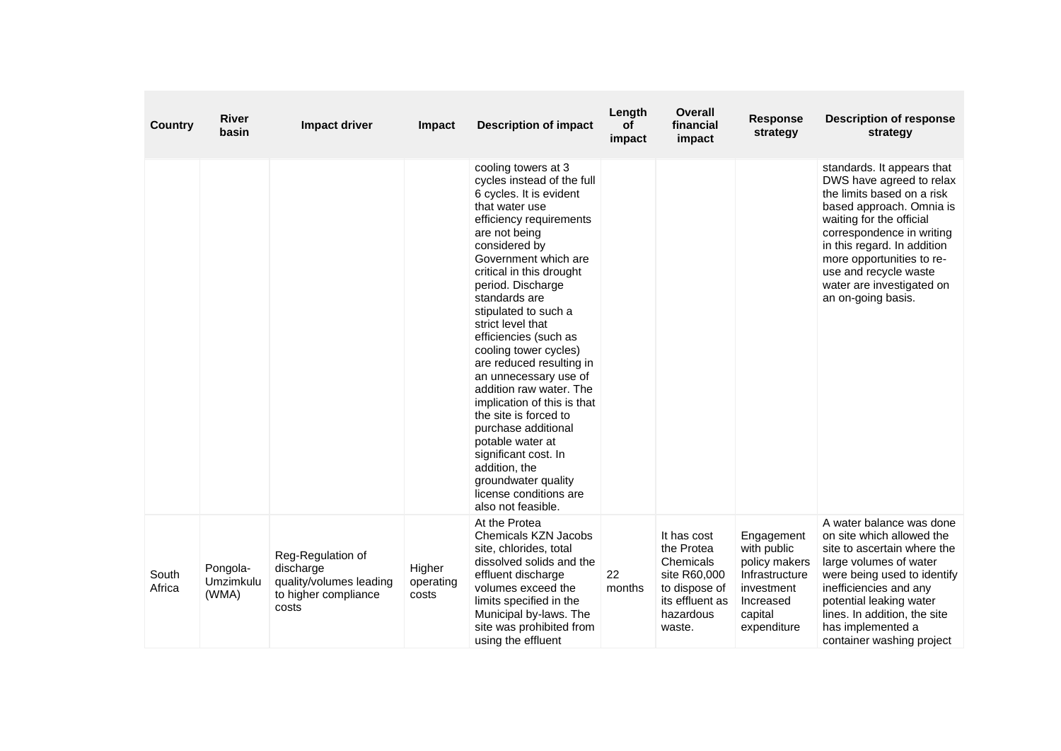| Country | River basin | Impact driver | Impact | Description of impact | Length of impact | Overall financial impact | Response strategy | Description of response strategy |
|---|---|---|---|---|---|---|---|---|
| | | | | cooling towers at 3 cycles instead of the full 6 cycles. It is evident that water use efficiency requirements are not being considered by Government which are critical in this drought period. Discharge standards are stipulated to such a strict level that efficiencies (such as cooling tower cycles) are reduced resulting in an unnecessary use of addition raw water. The implication of this is that the site is forced to purchase additional potable water at significant cost. In addition, the groundwater quality license conditions are also not feasible. | | | | standards. It appears that DWS have agreed to relax the limits based on a risk based approach. Omnia is waiting for the official correspondence in writing in this regard. In addition more opportunities to re-use and recycle waste water are investigated on an on-going basis. |
| South Africa | Pongola-Umzimkulu (WMA) | Reg-Regulation of discharge quality/volumes leading to higher compliance costs | Higher operating costs | At the Protea Chemicals KZN Jacobs site, chlorides, total dissolved solids and the effluent discharge volumes exceed the limits specified in the Municipal by-laws. The site was prohibited from using the effluent | 22 months | It has cost the Protea Chemicals site R60,000 to dispose of its effluent as hazardous waste. | Engagement with public policy makers Infrastructure investment Increased capital expenditure | A water balance was done on site which allowed the site to ascertain where the large volumes of water were being used to identify inefficiencies and any potential leaking water lines. In addition, the site has implemented a container washing project |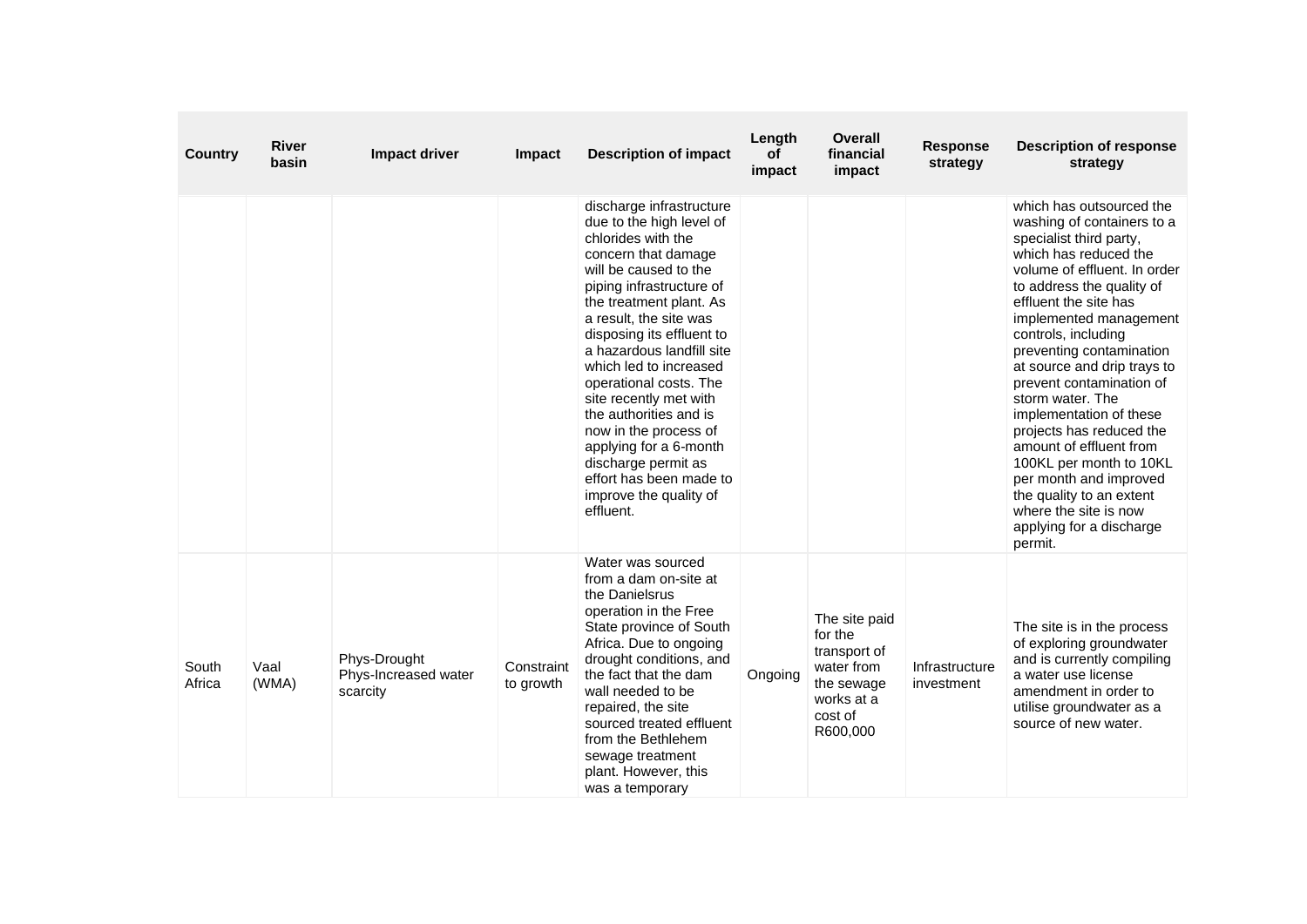| Country | River basin | Impact driver | Impact | Description of impact | Length of impact | Overall financial impact | Response strategy | Description of response strategy |
|---|---|---|---|---|---|---|---|---|
| | | | | discharge infrastructure due to the high level of chlorides with the concern that damage will be caused to the piping infrastructure of the treatment plant. As a result, the site was disposing its effluent to a hazardous landfill site which led to increased operational costs. The site recently met with the authorities and is now in the process of applying for a 6-month discharge permit as effort has been made to improve the quality of effluent. | | | | which has outsourced the washing of containers to a specialist third party, which has reduced the volume of effluent. In order to address the quality of effluent the site has implemented management controls, including preventing contamination at source and drip trays to prevent contamination of storm water. The implementation of these projects has reduced the amount of effluent from 100KL per month to 10KL per month and improved the quality to an extent where the site is now applying for a discharge permit. |
| South Africa | Vaal (WMA) | Phys-Drought Phys-Increased water scarcity | Constraint to growth | Water was sourced from a dam on-site at the Danielsrus operation in the Free State province of South Africa. Due to ongoing drought conditions, and the fact that the dam wall needed to be repaired, the site sourced treated effluent from the Bethlehem sewage treatment plant. However, this was a temporary | Ongoing | The site paid for the transport of water from the sewage works at a cost of R600,000 | Infrastructure investment | The site is in the process of exploring groundwater and is currently compiling a water use license amendment in order to utilise groundwater as a source of new water. |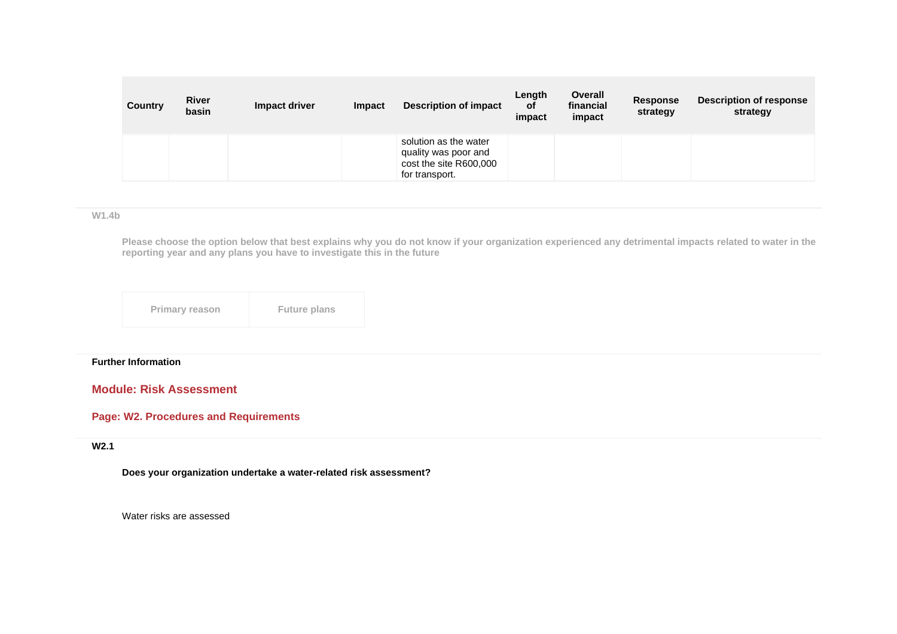| Country | River basin | Impact driver | Impact | Description of impact | Length of impact | Overall financial impact | Response strategy | Description of response strategy |
|---|---|---|---|---|---|---|---|---|
| | | | | solution as the water quality was poor and cost the site R600,000 for transport. | | | | |

**W1.4b**

**Please choose the option below that best explains why you do not know if your organization experienced any detrimental impacts related to water in the reporting year and any plans you have to investigate this in the future**

| Primary reason | Future plans |
|---|---|

**Further Information**

## Module: Risk Assessment

### Page: W2. Procedures and Requirements

**W2.1**

**Does your organization undertake a water-related risk assessment?**

Water risks are assessed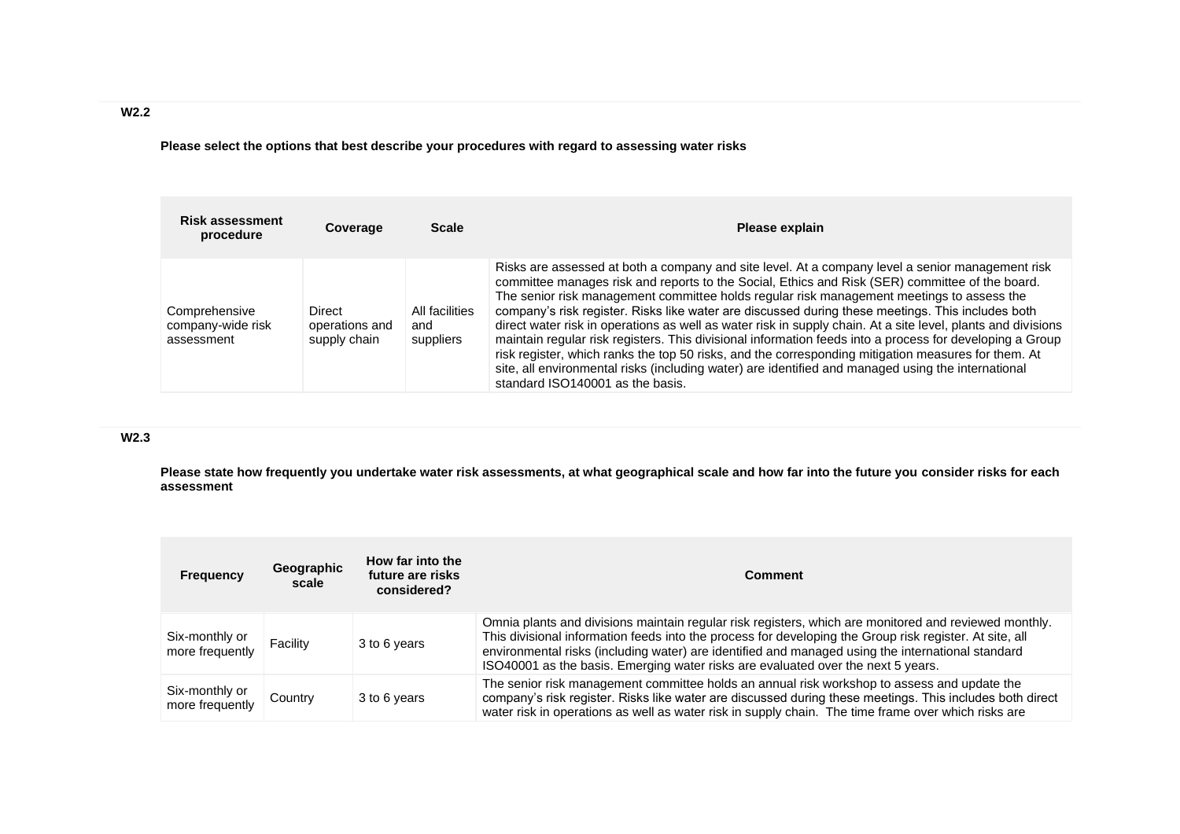**W2.2**

**Please select the options that best describe your procedures with regard to assessing water risks**

| Risk assessment procedure | Coverage | Scale | Please explain |
|---|---|---|---|
| Comprehensive company-wide risk assessment | Direct operations and supply chain | All facilities and suppliers | Risks are assessed at both a company and site level. At a company level a senior management risk committee manages risk and reports to the Social, Ethics and Risk (SER) committee of the board. The senior risk management committee holds regular risk management meetings to assess the company's risk register. Risks like water are discussed during these meetings. This includes both direct water risk in operations as well as water risk in supply chain. At a site level, plants and divisions maintain regular risk registers. This divisional information feeds into a process for developing a Group risk register, which ranks the top 50 risks, and the corresponding mitigation measures for them. At site, all environmental risks (including water) are identified and managed using the international standard ISO140001 as the basis. |

**W2.3**

**Please state how frequently you undertake water risk assessments, at what geographical scale and how far into the future you consider risks for each assessment**

| Frequency | Geographic scale | How far into the future are risks considered? | Comment |
|---|---|---|---|
| Six-monthly or more frequently | Facility | 3 to 6 years | Omnia plants and divisions maintain regular risk registers, which are monitored and reviewed monthly. This divisional information feeds into the process for developing the Group risk register. At site, all environmental risks (including water) are identified and managed using the international standard ISO40001 as the basis. Emerging water risks are evaluated over the next 5 years. |
| Six-monthly or more frequently | Country | 3 to 6 years | The senior risk management committee holds an annual risk workshop to assess and update the company's risk register. Risks like water are discussed during these meetings. This includes both direct water risk in operations as well as water risk in supply chain. The time frame over which risks are |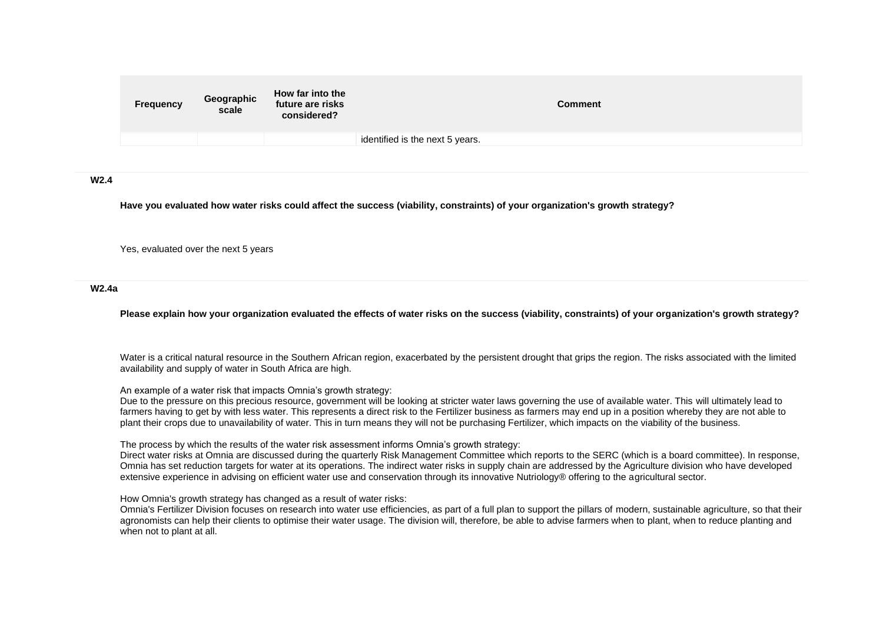| Frequency | Geographic scale | How far into the future are risks considered? | Comment |
|---|---|---|---|
| | | | identified is the next 5 years. |

**W2.4**

**Have you evaluated how water risks could affect the success (viability, constraints) of your organization's growth strategy?**

Yes, evaluated over the next 5 years

**W2.4a**

**Please explain how your organization evaluated the effects of water risks on the success (viability, constraints) of your organization's growth strategy?**

Water is a critical natural resource in the Southern African region, exacerbated by the persistent drought that grips the region. The risks associated with the limited availability and supply of water in South Africa are high.

An example of a water risk that impacts Omnia's growth strategy:
Due to the pressure on this precious resource, government will be looking at stricter water laws governing the use of available water. This will ultimately lead to farmers having to get by with less water. This represents a direct risk to the Fertilizer business as farmers may end up in a position whereby they are not able to plant their crops due to unavailability of water. This in turn means they will not be purchasing Fertilizer, which impacts on the viability of the business.

The process by which the results of the water risk assessment informs Omnia's growth strategy:
Direct water risks at Omnia are discussed during the quarterly Risk Management Committee which reports to the SERC (which is a board committee). In response, Omnia has set reduction targets for water at its operations. The indirect water risks in supply chain are addressed by the Agriculture division who have developed extensive experience in advising on efficient water use and conservation through its innovative Nutriology® offering to the agricultural sector.

How Omnia's growth strategy has changed as a result of water risks:
Omnia's Fertilizer Division focuses on research into water use efficiencies, as part of a full plan to support the pillars of modern, sustainable agriculture, so that their agronomists can help their clients to optimise their water usage. The division will, therefore, be able to advise farmers when to plant, when to reduce planting and when not to plant at all.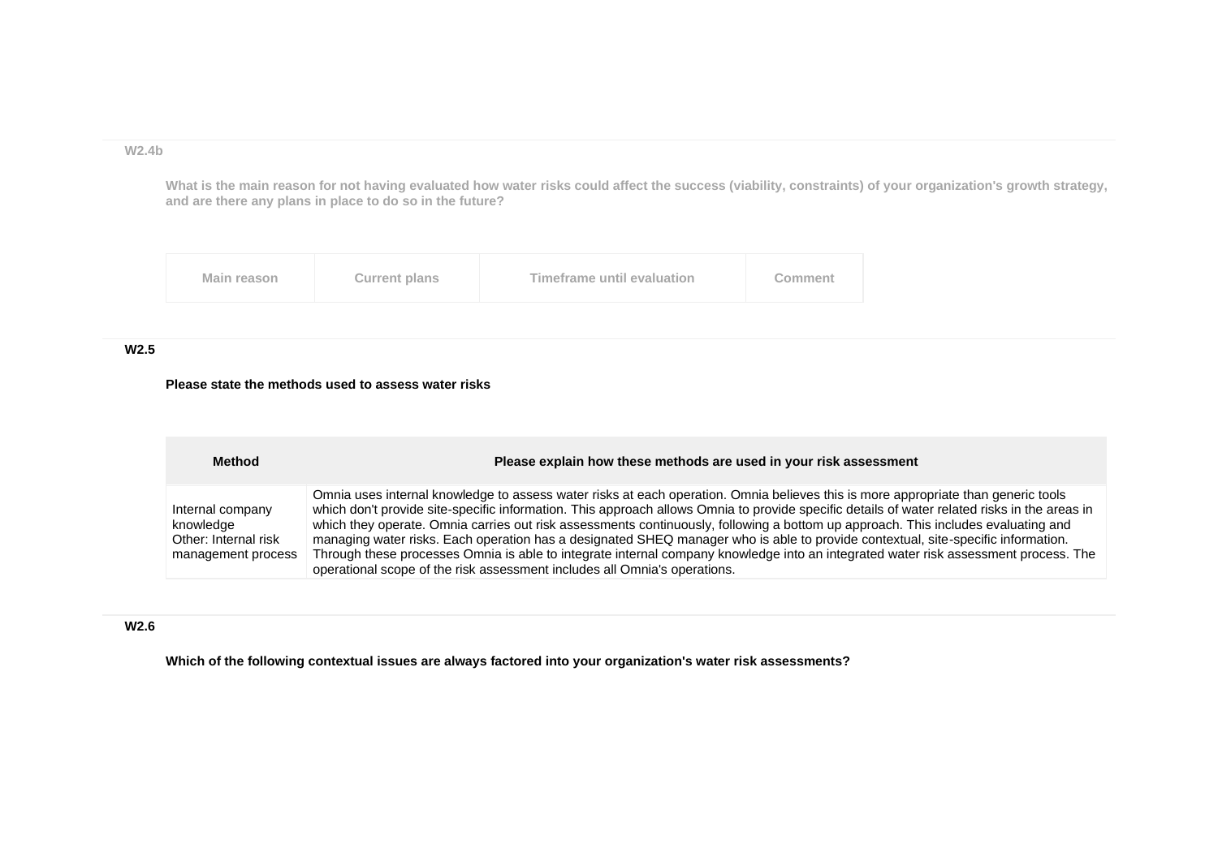### W2.4b

**What is the main reason for not having evaluated how water risks could affect the success (viability, constraints) of your organization's growth strategy, and are there any plans in place to do so in the future?**

| Main reason | Current plans | Timeframe until evaluation | Comment |
|---|---|---|---|

### W2.5

**Please state the methods used to assess water risks**

| Method | Please explain how these methods are used in your risk assessment |
|---|---|
| Internal company knowledge<br>Other: Internal risk management process | Omnia uses internal knowledge to assess water risks at each operation. Omnia believes this is more appropriate than generic tools which don't provide site-specific information. This approach allows Omnia to provide specific details of water related risks in the areas in which they operate. Omnia carries out risk assessments continuously, following a bottom up approach. This includes evaluating and managing water risks. Each operation has a designated SHEQ manager who is able to provide contextual, site-specific information. Through these processes Omnia is able to integrate internal company knowledge into an integrated water risk assessment process. The operational scope of the risk assessment includes all Omnia's operations. |

### W2.6

**Which of the following contextual issues are always factored into your organization's water risk assessments?**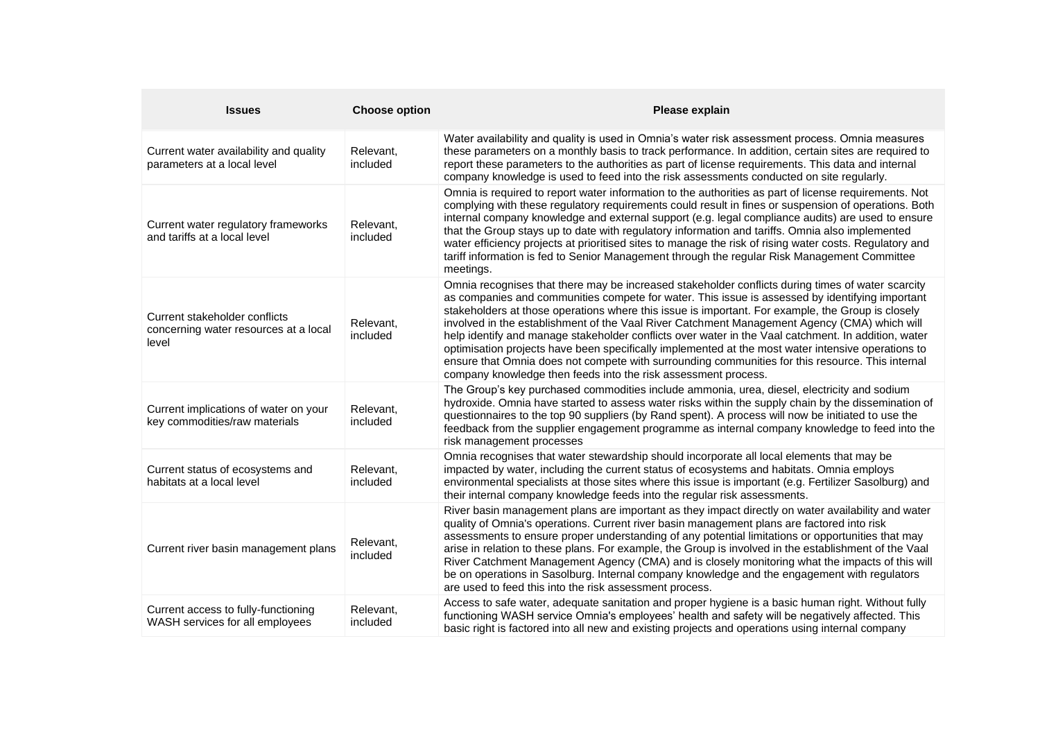| Issues | Choose option | Please explain |
| --- | --- | --- |
| Current water availability and quality parameters at a local level | Relevant, included | Water availability and quality is used in Omnia's water risk assessment process. Omnia measures these parameters on a monthly basis to track performance. In addition, certain sites are required to report these parameters to the authorities as part of license requirements. This data and internal company knowledge is used to feed into the risk assessments conducted on site regularly. |
| Current water regulatory frameworks and tariffs at a local level | Relevant, included | Omnia is required to report water information to the authorities as part of license requirements. Not complying with these regulatory requirements could result in fines or suspension of operations. Both internal company knowledge and external support (e.g. legal compliance audits) are used to ensure that the Group stays up to date with regulatory information and tariffs. Omnia also implemented water efficiency projects at prioritised sites to manage the risk of rising water costs. Regulatory and tariff information is fed to Senior Management through the regular Risk Management Committee meetings. |
| Current stakeholder conflicts concerning water resources at a local level | Relevant, included | Omnia recognises that there may be increased stakeholder conflicts during times of water scarcity as companies and communities compete for water. This issue is assessed by identifying important stakeholders at those operations where this issue is important. For example, the Group is closely involved in the establishment of the Vaal River Catchment Management Agency (CMA) which will help identify and manage stakeholder conflicts over water in the Vaal catchment. In addition, water optimisation projects have been specifically implemented at the most water intensive operations to ensure that Omnia does not compete with surrounding communities for this resource. This internal company knowledge then feeds into the risk assessment process. |
| Current implications of water on your key commodities/raw materials | Relevant, included | The Group's key purchased commodities include ammonia, urea, diesel, electricity and sodium hydroxide. Omnia have started to assess water risks within the supply chain by the dissemination of questionnaires to the top 90 suppliers (by Rand spent). A process will now be initiated to use the feedback from the supplier engagement programme as internal company knowledge to feed into the risk management processes |
| Current status of ecosystems and habitats at a local level | Relevant, included | Omnia recognises that water stewardship should incorporate all local elements that may be impacted by water, including the current status of ecosystems and habitats. Omnia employs environmental specialists at those sites where this issue is important (e.g. Fertilizer Sasolburg) and their internal company knowledge feeds into the regular risk assessments. |
| Current river basin management plans | Relevant, included | River basin management plans are important as they impact directly on water availability and water quality of Omnia's operations. Current river basin management plans are factored into risk assessments to ensure proper understanding of any potential limitations or opportunities that may arise in relation to these plans. For example, the Group is involved in the establishment of the Vaal River Catchment Management Agency (CMA) and is closely monitoring what the impacts of this will be on operations in Sasolburg. Internal company knowledge and the engagement with regulators are used to feed this into the risk assessment process. |
| Current access to fully-functioning WASH services for all employees | Relevant, included | Access to safe water, adequate sanitation and proper hygiene is a basic human right. Without fully functioning WASH service Omnia's employees' health and safety will be negatively affected. This basic right is factored into all new and existing projects and operations using internal company |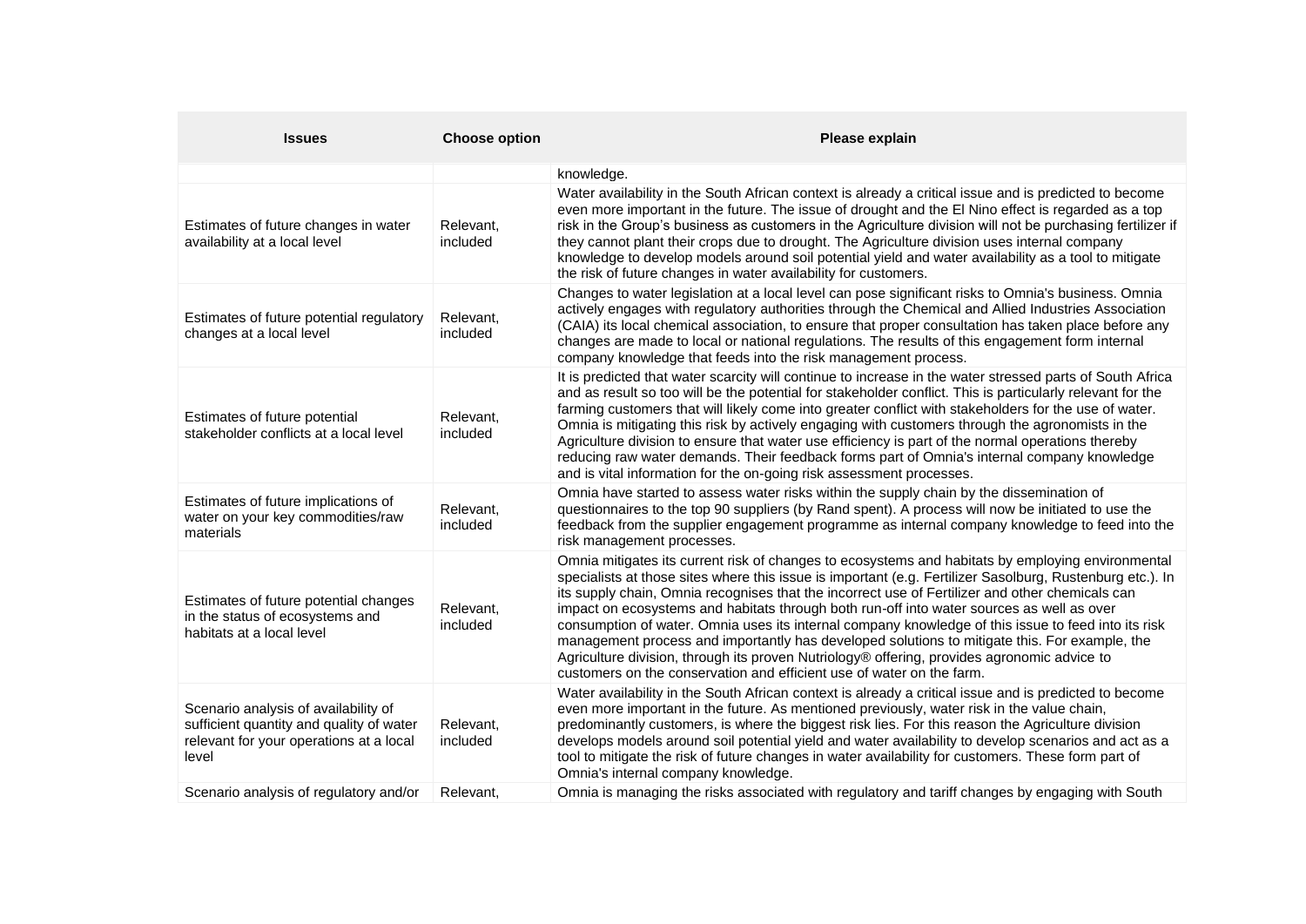| Issues | Choose option | Please explain |
| --- | --- | --- |
| | | knowledge. |
| Estimates of future changes in water availability at a local level | Relevant, included | Water availability in the South African context is already a critical issue and is predicted to become even more important in the future. The issue of drought and the El Nino effect is regarded as a top risk in the Group's business as customers in the Agriculture division will not be purchasing fertilizer if they cannot plant their crops due to drought. The Agriculture division uses internal company knowledge to develop models around soil potential yield and water availability as a tool to mitigate the risk of future changes in water availability for customers. |
| Estimates of future potential regulatory changes at a local level | Relevant, included | Changes to water legislation at a local level can pose significant risks to Omnia's business. Omnia actively engages with regulatory authorities through the Chemical and Allied Industries Association (CAIA) its local chemical association, to ensure that proper consultation has taken place before any changes are made to local or national regulations. The results of this engagement form internal company knowledge that feeds into the risk management process. |
| Estimates of future potential stakeholder conflicts at a local level | Relevant, included | It is predicted that water scarcity will continue to increase in the water stressed parts of South Africa and as result so too will be the potential for stakeholder conflict. This is particularly relevant for the farming customers that will likely come into greater conflict with stakeholders for the use of water. Omnia is mitigating this risk by actively engaging with customers through the agronomists in the Agriculture division to ensure that water use efficiency is part of the normal operations thereby reducing raw water demands. Their feedback forms part of Omnia's internal company knowledge and is vital information for the on-going risk assessment processes. |
| Estimates of future implications of water on your key commodities/raw materials | Relevant, included | Omnia have started to assess water risks within the supply chain by the dissemination of questionnaires to the top 90 suppliers (by Rand spent). A process will now be initiated to use the feedback from the supplier engagement programme as internal company knowledge to feed into the risk management processes. |
| Estimates of future potential changes in the status of ecosystems and habitats at a local level | Relevant, included | Omnia mitigates its current risk of changes to ecosystems and habitats by employing environmental specialists at those sites where this issue is important (e.g. Fertilizer Sasolburg, Rustenburg etc.). In its supply chain, Omnia recognises that the incorrect use of Fertilizer and other chemicals can impact on ecosystems and habitats through both run-off into water sources as well as over consumption of water. Omnia uses its internal company knowledge of this issue to feed into its risk management process and importantly has developed solutions to mitigate this. For example, the Agriculture division, through its proven Nutriology® offering, provides agronomic advice to customers on the conservation and efficient use of water on the farm. |
| Scenario analysis of availability of sufficient quantity and quality of water relevant for your operations at a local level | Relevant, included | Water availability in the South African context is already a critical issue and is predicted to become even more important in the future. As mentioned previously, water risk in the value chain, predominantly customers, is where the biggest risk lies. For this reason the Agriculture division develops models around soil potential yield and water availability to develop scenarios and act as a tool to mitigate the risk of future changes in water availability for customers. These form part of Omnia's internal company knowledge. |
| Scenario analysis of regulatory and/or | Relevant, | Omnia is managing the risks associated with regulatory and tariff changes by engaging with South |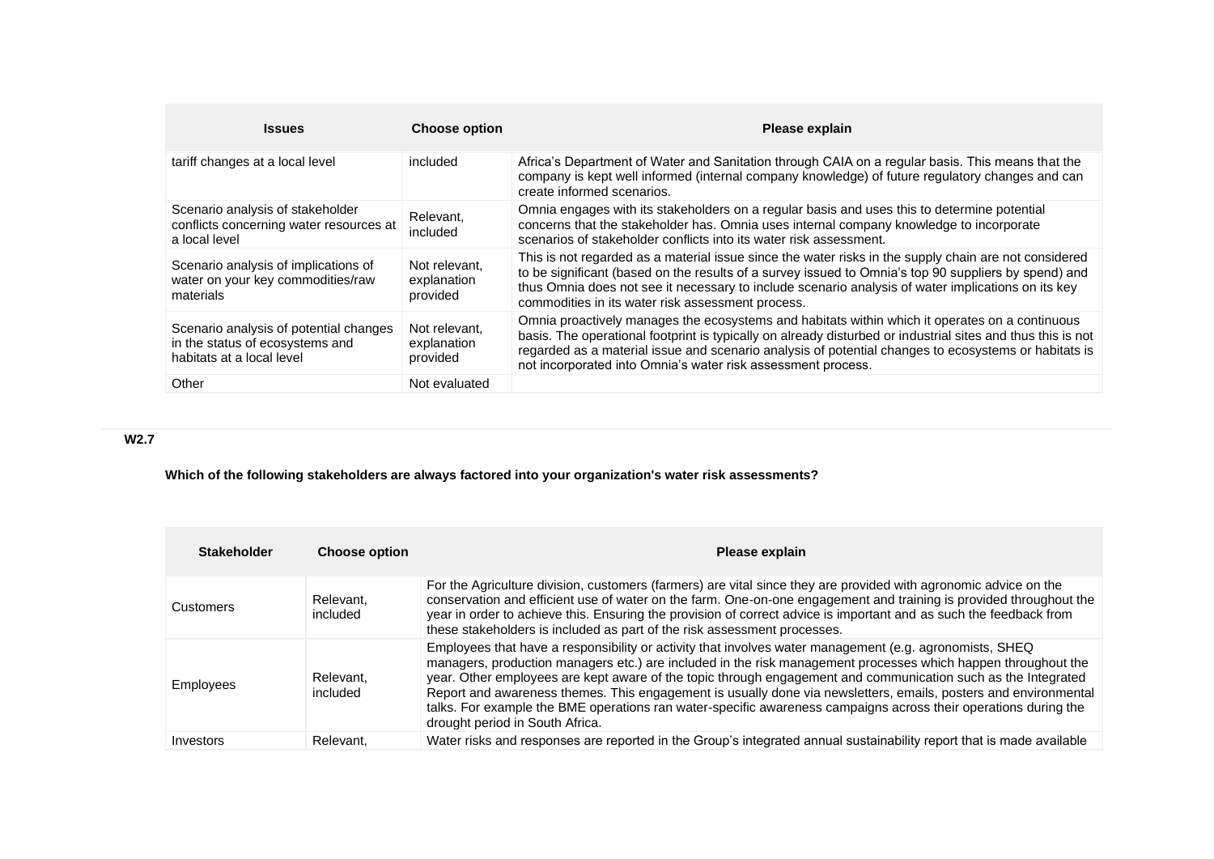| Issues | Choose option | Please explain |
|---|---|---|
| tariff changes at a local level | included | Africa's Department of Water and Sanitation through CAIA on a regular basis. This means that the company is kept well informed (internal company knowledge) of future regulatory changes and can create informed scenarios. |
| Scenario analysis of stakeholder conflicts concerning water resources at a local level | Relevant, included | Omnia engages with its stakeholders on a regular basis and uses this to determine potential concerns that the stakeholder has. Omnia uses internal company knowledge to incorporate scenarios of stakeholder conflicts into its water risk assessment. |
| Scenario analysis of implications of water on your key commodities/raw materials | Not relevant, explanation provided | This is not regarded as a material issue since the water risks in the supply chain are not considered to be significant (based on the results of a survey issued to Omnia's top 90 suppliers by spend) and thus Omnia does not see it necessary to include scenario analysis of water implications on its key commodities in its water risk assessment process. |
| Scenario analysis of potential changes in the status of ecosystems and habitats at a local level | Not relevant, explanation provided | Omnia proactively manages the ecosystems and habitats within which it operates on a continuous basis. The operational footprint is typically on already disturbed or industrial sites and thus this is not regarded as a material issue and scenario analysis of potential changes to ecosystems or habitats is not incorporated into Omnia's water risk assessment process. |
| Other | Not evaluated | |

**W2.7**

**Which of the following stakeholders are always factored into your organization's water risk assessments?**

| Stakeholder | Choose option | Please explain |
|---|---|---|
| Customers | Relevant, included | For the Agriculture division, customers (farmers) are vital since they are provided with agronomic advice on the conservation and efficient use of water on the farm. One-on-one engagement and training is provided throughout the year in order to achieve this. Ensuring the provision of correct advice is important and as such the feedback from these stakeholders is included as part of the risk assessment processes. |
| Employees | Relevant, included | Employees that have a responsibility or activity that involves water management (e.g. agronomists, SHEQ managers, production managers etc.) are included in the risk management processes which happen throughout the year. Other employees are kept aware of the topic through engagement and communication such as the Integrated Report and awareness themes. This engagement is usually done via newsletters, emails, posters and environmental talks. For example the BME operations ran water-specific awareness campaigns across their operations during the drought period in South Africa. |
| Investors | Relevant, | Water risks and responses are reported in the Group's integrated annual sustainability report that is made available |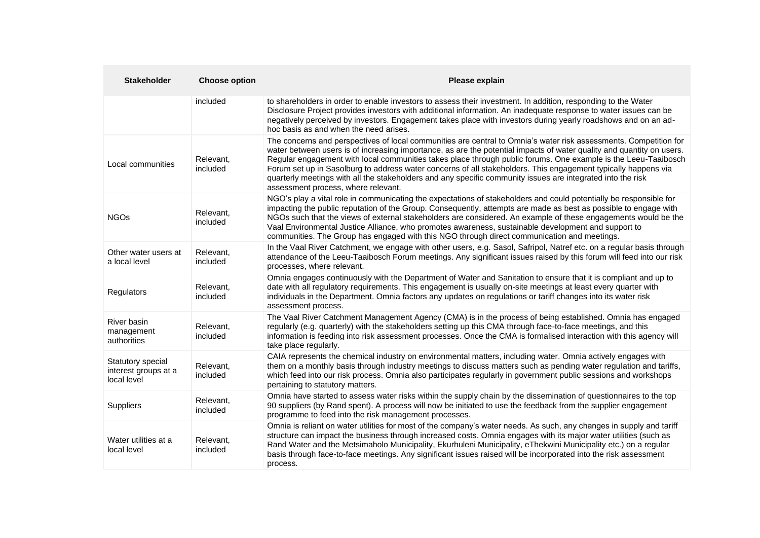| Stakeholder | Choose option | Please explain |
|---|---|---|
| | included | to shareholders in order to enable investors to assess their investment. In addition, responding to the Water Disclosure Project provides investors with additional information. An inadequate response to water issues can be negatively perceived by investors. Engagement takes place with investors during yearly roadshows and on an ad-hoc basis as and when the need arises. |
| Local communities | Relevant, included | The concerns and perspectives of local communities are central to Omnia's water risk assessments. Competition for water between users is of increasing importance, as are the potential impacts of water quality and quantity on users. Regular engagement with local communities takes place through public forums. One example is the Leeu-Taaibosch Forum set up in Sasolburg to address water concerns of all stakeholders. This engagement typically happens via quarterly meetings with all the stakeholders and any specific community issues are integrated into the risk assessment process, where relevant. |
| NGOs | Relevant, included | NGO's play a vital role in communicating the expectations of stakeholders and could potentially be responsible for impacting the public reputation of the Group. Consequently, attempts are made as best as possible to engage with NGOs such that the views of external stakeholders are considered. An example of these engagements would be the Vaal Environmental Justice Alliance, who promotes awareness, sustainable development and support to communities. The Group has engaged with this NGO through direct communication and meetings. |
| Other water users at a local level | Relevant, included | In the Vaal River Catchment, we engage with other users, e.g. Sasol, Safripol, Natref etc. on a regular basis through attendance of the Leeu-Taaibosch Forum meetings. Any significant issues raised by this forum will feed into our risk processes, where relevant. |
| Regulators | Relevant, included | Omnia engages continuously with the Department of Water and Sanitation to ensure that it is compliant and up to date with all regulatory requirements. This engagement is usually on-site meetings at least every quarter with individuals in the Department. Omnia factors any updates on regulations or tariff changes into its water risk assessment process. |
| River basin management authorities | Relevant, included | The Vaal River Catchment Management Agency (CMA) is in the process of being established. Omnia has engaged regularly (e.g. quarterly) with the stakeholders setting up this CMA through face-to-face meetings, and this information is feeding into risk assessment processes. Once the CMA is formalised interaction with this agency will take place regularly. |
| Statutory special interest groups at a local level | Relevant, included | CAIA represents the chemical industry on environmental matters, including water. Omnia actively engages with them on a monthly basis through industry meetings to discuss matters such as pending water regulation and tariffs, which feed into our risk process. Omnia also participates regularly in government public sessions and workshops pertaining to statutory matters. |
| Suppliers | Relevant, included | Omnia have started to assess water risks within the supply chain by the dissemination of questionnaires to the top 90 suppliers (by Rand spent). A process will now be initiated to use the feedback from the supplier engagement programme to feed into the risk management processes. |
| Water utilities at a local level | Relevant, included | Omnia is reliant on water utilities for most of the company's water needs. As such, any changes in supply and tariff structure can impact the business through increased costs. Omnia engages with its major water utilities (such as Rand Water and the Metsimaholo Municipality, Ekurhuleni Municipality, eThekwini Municipality etc.) on a regular basis through face-to-face meetings. Any significant issues raised will be incorporated into the risk assessment process. |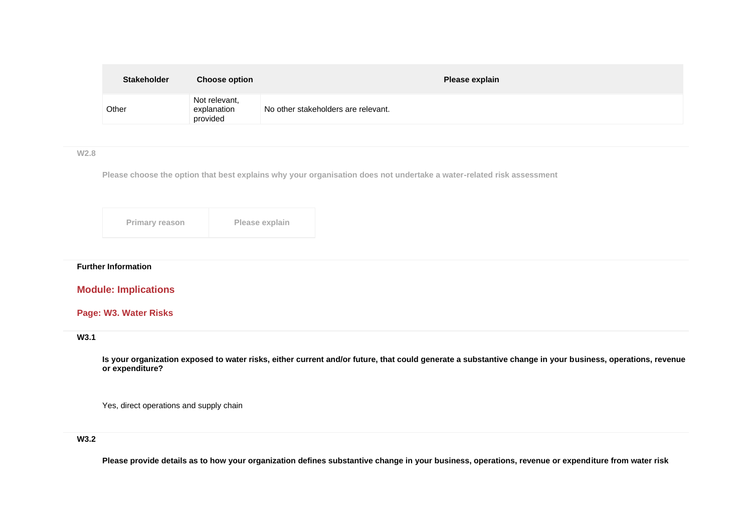| Stakeholder | Choose option | Please explain |
| --- | --- | --- |
| Other | Not relevant, explanation provided | No other stakeholders are relevant. |

**W2.8**

**Please choose the option that best explains why your organisation does not undertake a water-related risk assessment**

| Primary reason | Please explain |
| --- | --- |

**Further Information**

## Module: Implications

### Page: W3. Water Risks

**W3.1**

**Is your organization exposed to water risks, either current and/or future, that could generate a substantive change in your business, operations, revenue or expenditure?**

Yes, direct operations and supply chain

**W3.2**

**Please provide details as to how your organization defines substantive change in your business, operations, revenue or expenditure from water risk**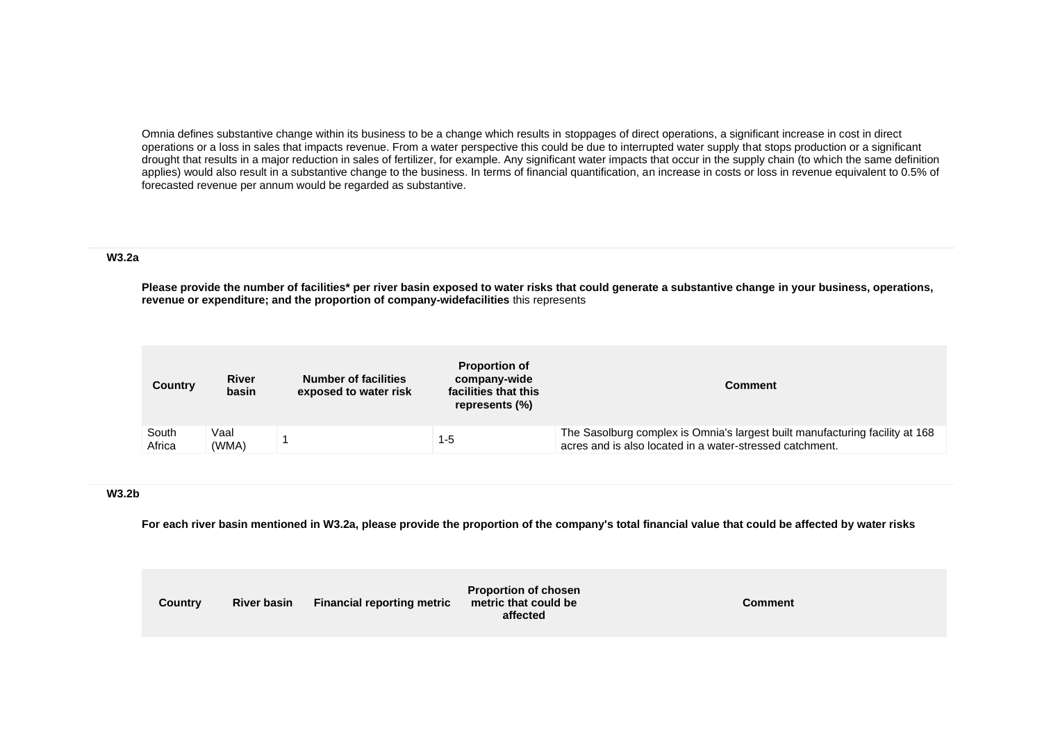Omnia defines substantive change within its business to be a change which results in stoppages of direct operations, a significant increase in cost in direct operations or a loss in sales that impacts revenue. From a water perspective this could be due to interrupted water supply that stops production or a significant drought that results in a major reduction in sales of fertilizer, for example. Any significant water impacts that occur in the supply chain (to which the same definition applies) would also result in a substantive change to the business. In terms of financial quantification, an increase in costs or loss in revenue equivalent to 0.5% of forecasted revenue per annum would be regarded as substantive.

### W3.2a

**Please provide the number of facilities* per river basin exposed to water risks that could generate a substantive change in your business, operations, revenue or expenditure; and the proportion of company-widefacilities** this represents

| Country | River basin | Number of facilities exposed to water risk | Proportion of company-wide facilities that this represents (%) | Comment |
|---|---|---|---|---|
| South Africa | Vaal (WMA) | 1 | 1-5 | The Sasolburg complex is Omnia's largest built manufacturing facility at 168 acres and is also located in a water-stressed catchment. |

### W3.2b

**For each river basin mentioned in W3.2a, please provide the proportion of the company's total financial value that could be affected by water risks**

| Country | River basin | Financial reporting metric | Proportion of chosen metric that could be affected | Comment |
|---|---|---|---|---|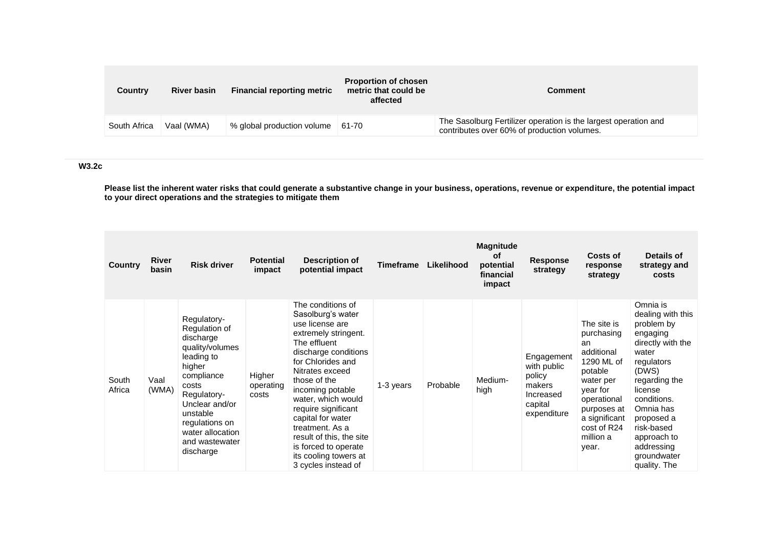| Country | River basin | Financial reporting metric | Proportion of chosen metric that could be affected | Comment |
|---|---|---|---|---|
| South Africa | Vaal (WMA) | % global production volume | 61-70 | The Sasolburg Fertilizer operation is the largest operation and contributes over 60% of production volumes. |

**W3.2c**

**Please list the inherent water risks that could generate a substantive change in your business, operations, revenue or expenditure, the potential impact to your direct operations and the strategies to mitigate them**

| Country | River basin | Risk driver | Potential impact | Description of potential impact | Timeframe | Likelihood | Magnitude of potential financial impact | Response strategy | Costs of response strategy | Details of strategy and costs |
|---|---|---|---|---|---|---|---|---|---|---|
| South Africa | Vaal (WMA) | Regulatory-Regulation of discharge quality/volumes leading to higher compliance costs Regulatory-Unclear and/or unstable regulations on water allocation and wastewater discharge | Higher operating costs | The conditions of Sasolburg's water use license are extremely stringent. The effluent discharge conditions for Chlorides and Nitrates exceed those of the incoming potable water, which would require significant capital for water treatment. As a result of this, the site is forced to operate its cooling towers at 3 cycles instead of | 1-3 years | Probable | Medium-high | Engagement with public policy makers Increased capital expenditure | The site is purchasing an additional 1290 ML of potable water per year for operational purposes at a significant cost of R24 million a year. | Omnia is dealing with this problem by engaging directly with the water regulators (DWS) regarding the license conditions. Omnia has proposed a risk-based approach to addressing groundwater quality. The |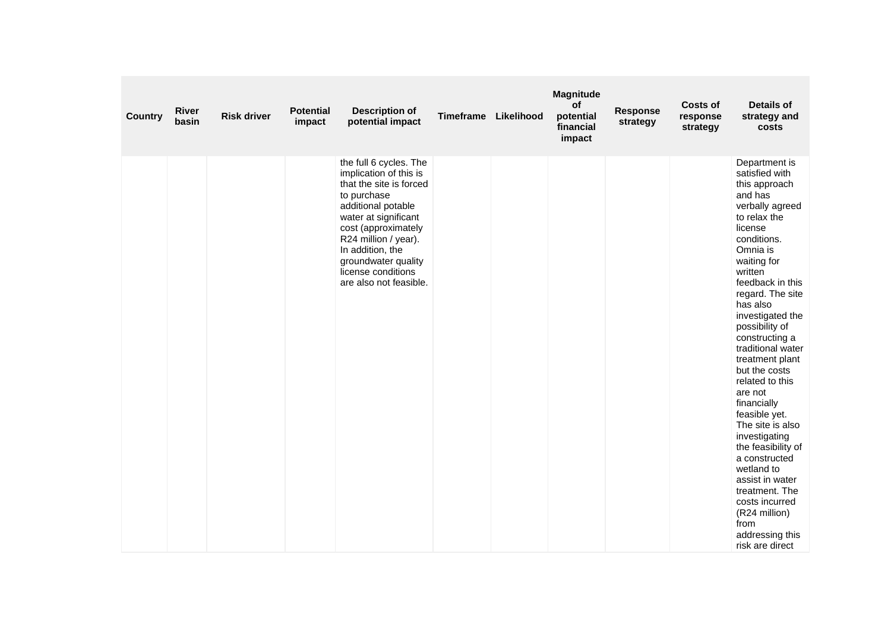| Country | River basin | Risk driver | Potential impact | Description of potential impact | Timeframe | Likelihood | Magnitude of potential financial impact | Response strategy | Costs of response strategy | Details of strategy and costs |
|---|---|---|---|---|---|---|---|---|---|---|
| | | | | the full 6 cycles. The implication of this is that the site is forced to purchase additional potable water at significant cost (approximately R24 million / year). In addition, the groundwater quality license conditions are also not feasible. | | | | | | Department is satisfied with this approach and has verbally agreed to relax the license conditions. Omnia is waiting for written feedback in this regard. The site has also investigated the possibility of constructing a traditional water treatment plant but the costs related to this are not financially feasible yet. The site is also investigating the feasibility of a constructed wetland to assist in water treatment. The costs incurred (R24 million) from addressing this risk are direct |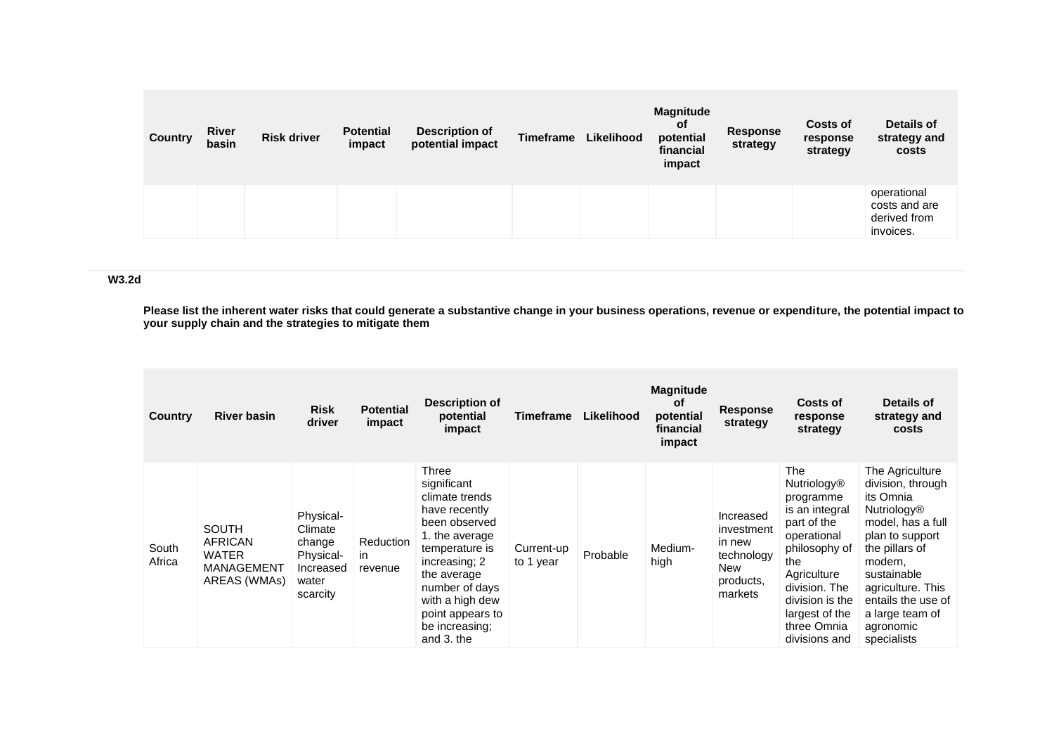| Country | River basin | Risk driver | Potential impact | Description of potential impact | Timeframe | Likelihood | Magnitude of potential financial impact | Response strategy | Costs of response strategy | Details of strategy and costs |
|---|---|---|---|---|---|---|---|---|---|---|
| | | | | | | | | | | operational costs and are derived from invoices. |

**W3.2d**

**Please list the inherent water risks that could generate a substantive change in your business operations, revenue or expenditure, the potential impact to your supply chain and the strategies to mitigate them**

| Country | River basin | Risk driver | Potential impact | Description of potential impact | Timeframe | Likelihood | Magnitude of potential financial impact | Response strategy | Costs of response strategy | Details of strategy and costs |
|---|---|---|---|---|---|---|---|---|---|---|
| South Africa | SOUTH AFRICAN WATER MANAGEMENT AREAS (WMAs) | Physical-Climate change Physical-Increased water scarcity | Reduction in revenue | Three significant climate trends have recently been observed 1. the average temperature is increasing; 2 the average number of days with a high dew point appears to be increasing; and 3. the | Current-up to 1 year | Probable | Medium-high | Increased investment in new technology New products, markets | The Nutriology® programme is an integral part of the operational philosophy of the Agriculture division. The division is the largest of the three Omnia divisions and | The Agriculture division, through its Omnia Nutriology® model, has a full plan to support the pillars of modern, sustainable agriculture. This entails the use of a large team of agronomic specialists |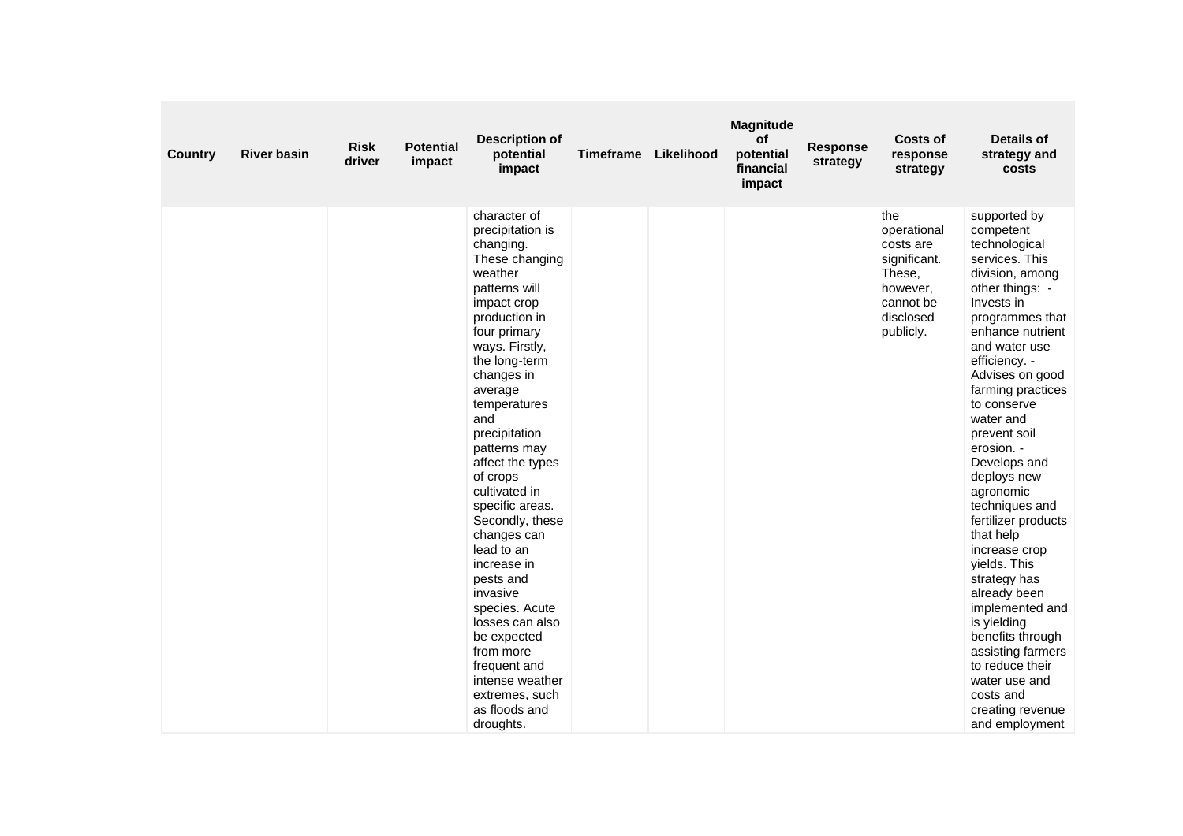| Country | River basin | Risk driver | Potential impact | Description of potential impact | Timeframe | Likelihood | Magnitude of potential financial impact | Response strategy | Costs of response strategy | Details of strategy and costs |
|---|---|---|---|---|---|---|---|---|---|---|
| | | | | character of precipitation is changing. These changing weather patterns will impact crop production in four primary ways. Firstly, the long-term changes in average temperatures and precipitation patterns may affect the types of crops cultivated in specific areas. Secondly, these changes can lead to an increase in pests and invasive species. Acute losses can also be expected from more frequent and intense weather extremes, such as floods and droughts. | | | | | the operational costs are significant. These, however, cannot be disclosed publicly. | supported by competent technological services. This division, among other things: - Invests in programmes that enhance nutrient and water use efficiency. - Advises on good farming practices to conserve water and prevent soil erosion. - Develops and deploys new agronomic techniques and fertilizer products that help increase crop yields. This strategy has already been implemented and is yielding benefits through assisting farmers to reduce their water use and costs and creating revenue and employment |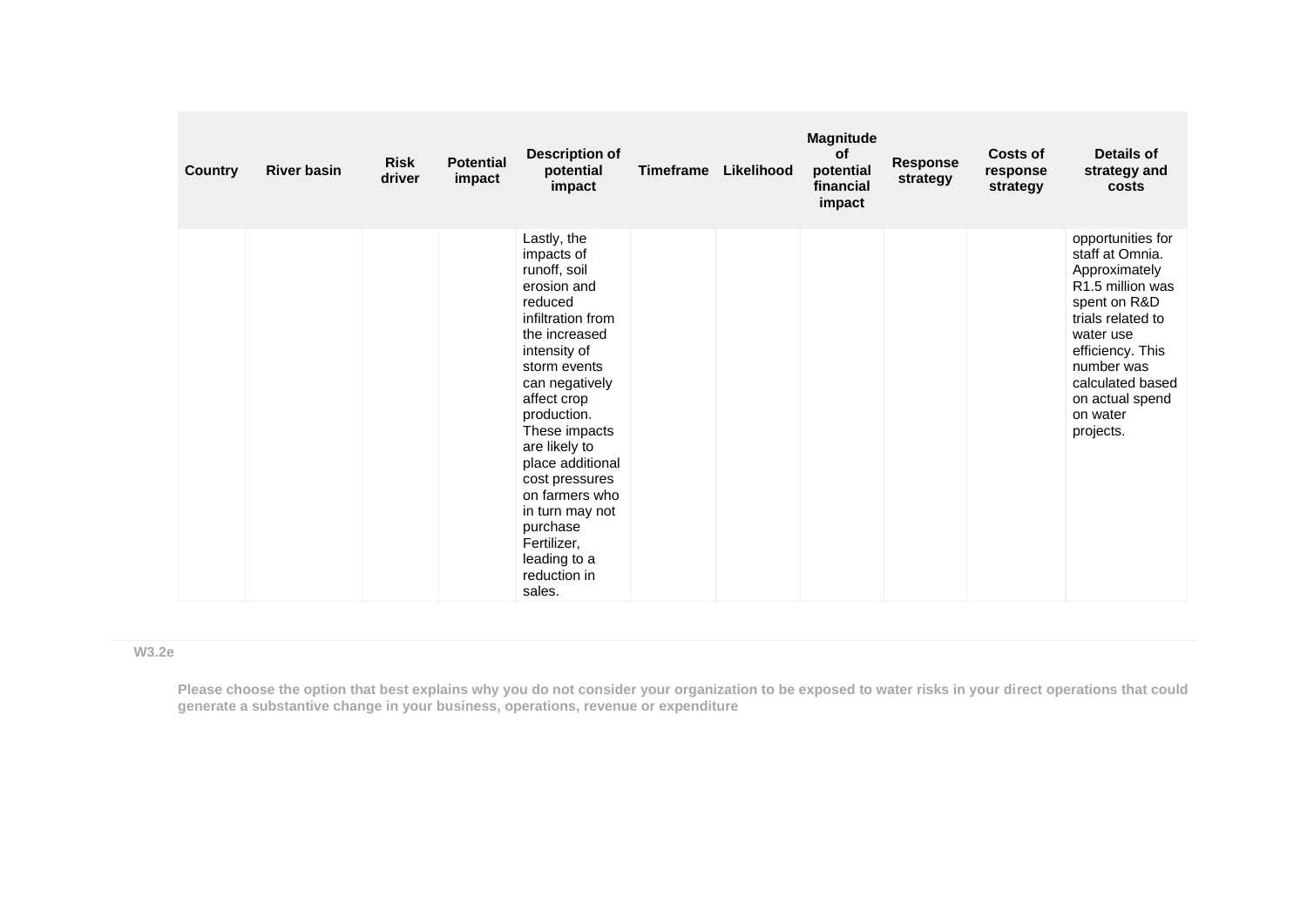| Country | River basin | Risk driver | Potential impact | Description of potential impact | Timeframe | Likelihood | Magnitude of potential financial impact | Response strategy | Costs of response strategy | Details of strategy and costs |
|---|---|---|---|---|---|---|---|---|---|---|
| | | | | Lastly, the impacts of runoff, soil erosion and reduced infiltration from the increased intensity of storm events can negatively affect crop production. These impacts are likely to place additional cost pressures on farmers who in turn may not purchase Fertilizer, leading to a reduction in sales. | | | | | | opportunities for staff at Omnia. Approximately R1.5 million was spent on R&D trials related to water use efficiency. This number was calculated based on actual spend on water projects. |

**W3.2e**

**Please choose the option that best explains why you do not consider your organization to be exposed to water risks in your direct operations that could generate a substantive change in your business, operations, revenue or expenditure**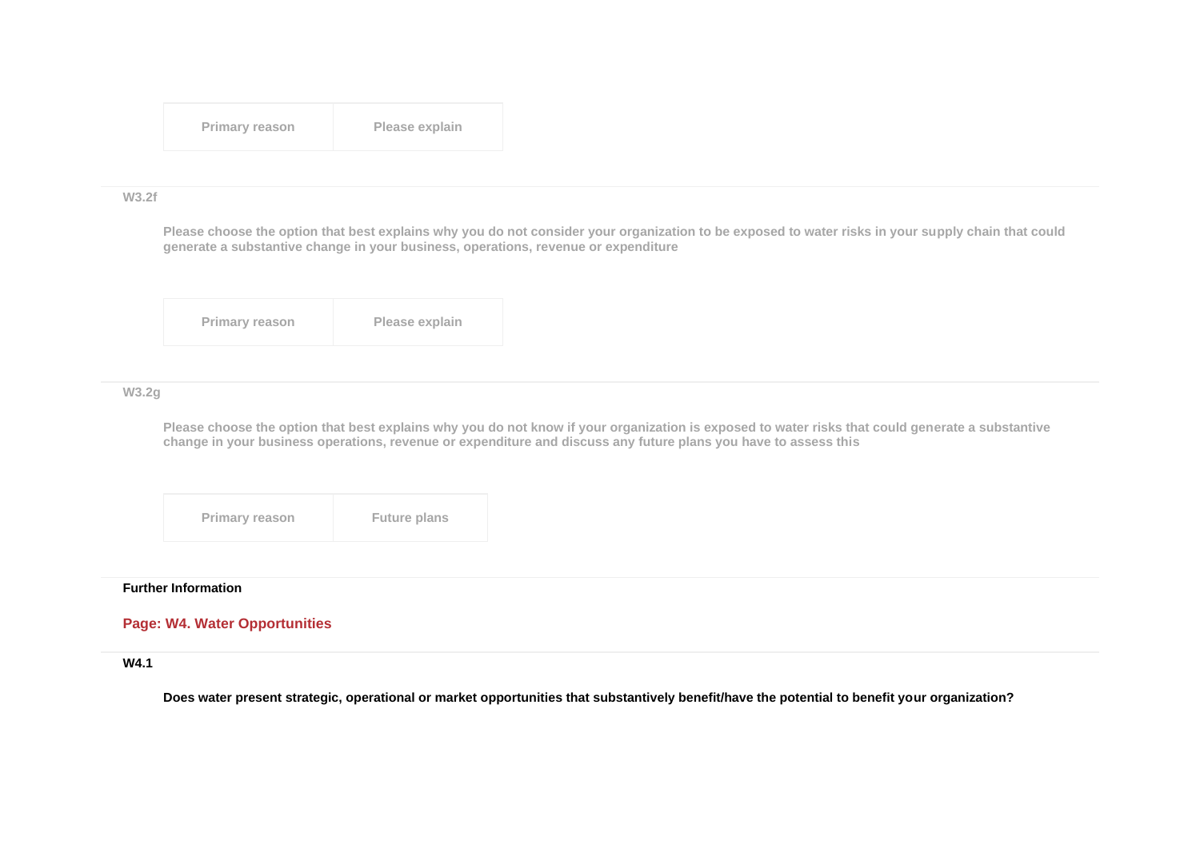| Primary reason | Please explain |
|---|---|

**W3.2f**

**Please choose the option that best explains why you do not consider your organization to be exposed to water risks in your supply chain that could generate a substantive change in your business, operations, revenue or expenditure**

| Primary reason | Please explain |
|---|---|

**W3.2g**

**Please choose the option that best explains why you do not know if your organization is exposed to water risks that could generate a substantive change in your business operations, revenue or expenditure and discuss any future plans you have to assess this**

| Primary reason | Future plans |
|---|---|

**Further Information**

## Page: W4. Water Opportunities

**W4.1**

**Does water present strategic, operational or market opportunities that substantively benefit/have the potential to benefit your organization?**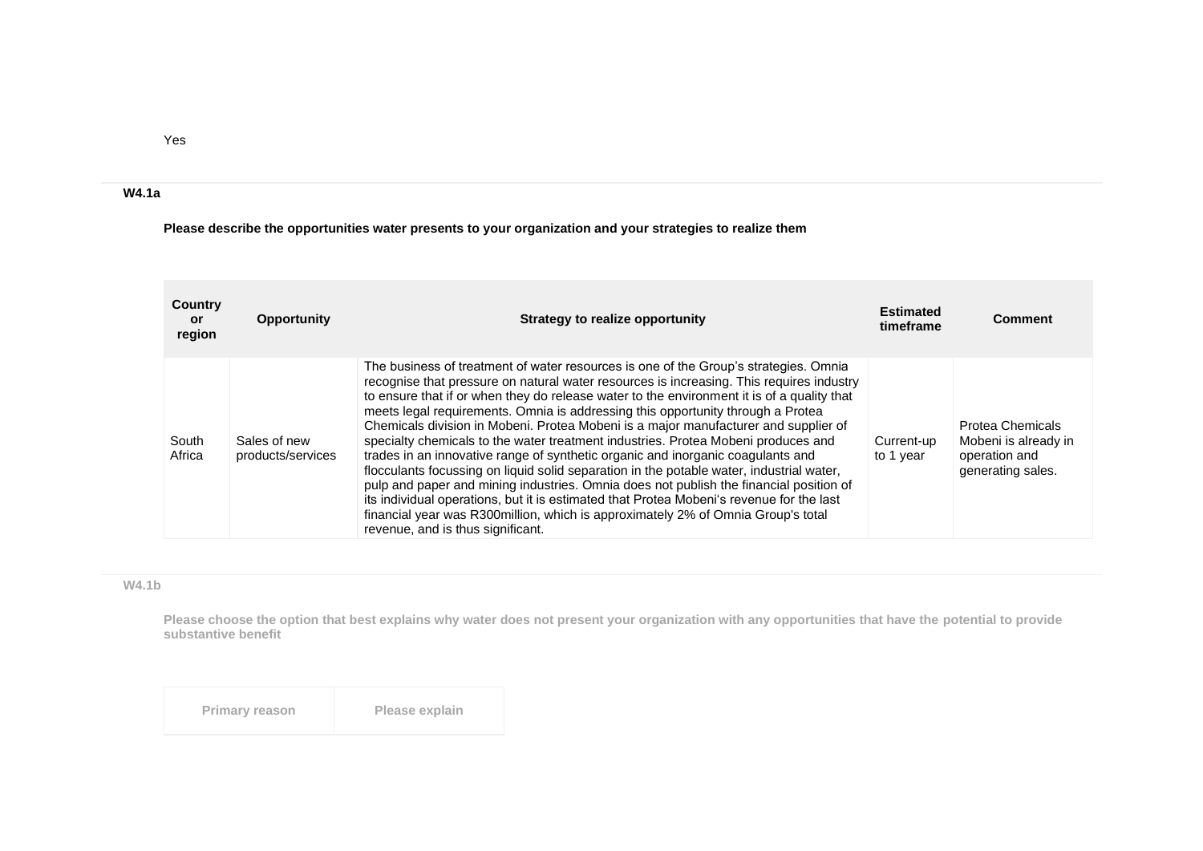Yes

### W4.1a

**Please describe the opportunities water presents to your organization and your strategies to realize them**

| Country or region | Opportunity | Strategy to realize opportunity | Estimated timeframe | Comment |
|---|---|---|---|---|
| South Africa | Sales of new products/services | The business of treatment of water resources is one of the Group's strategies. Omnia recognise that pressure on natural water resources is increasing. This requires industry to ensure that if or when they do release water to the environment it is of a quality that meets legal requirements. Omnia is addressing this opportunity through a Protea Chemicals division in Mobeni. Protea Mobeni is a major manufacturer and supplier of specialty chemicals to the water treatment industries. Protea Mobeni produces and trades in an innovative range of synthetic organic and inorganic coagulants and flocculants focussing on liquid solid separation in the potable water, industrial water, pulp and paper and mining industries. Omnia does not publish the financial position of its individual operations, but it is estimated that Protea Mobeni's revenue for the last financial year was R300million, which is approximately 2% of Omnia Group's total revenue, and is thus significant. | Current-up to 1 year | Protea Chemicals Mobeni is already in operation and generating sales. |

### W4.1b

**Please choose the option that best explains why water does not present your organization with any opportunities that have the potential to provide substantive benefit**

| Primary reason | Please explain |
|---|---|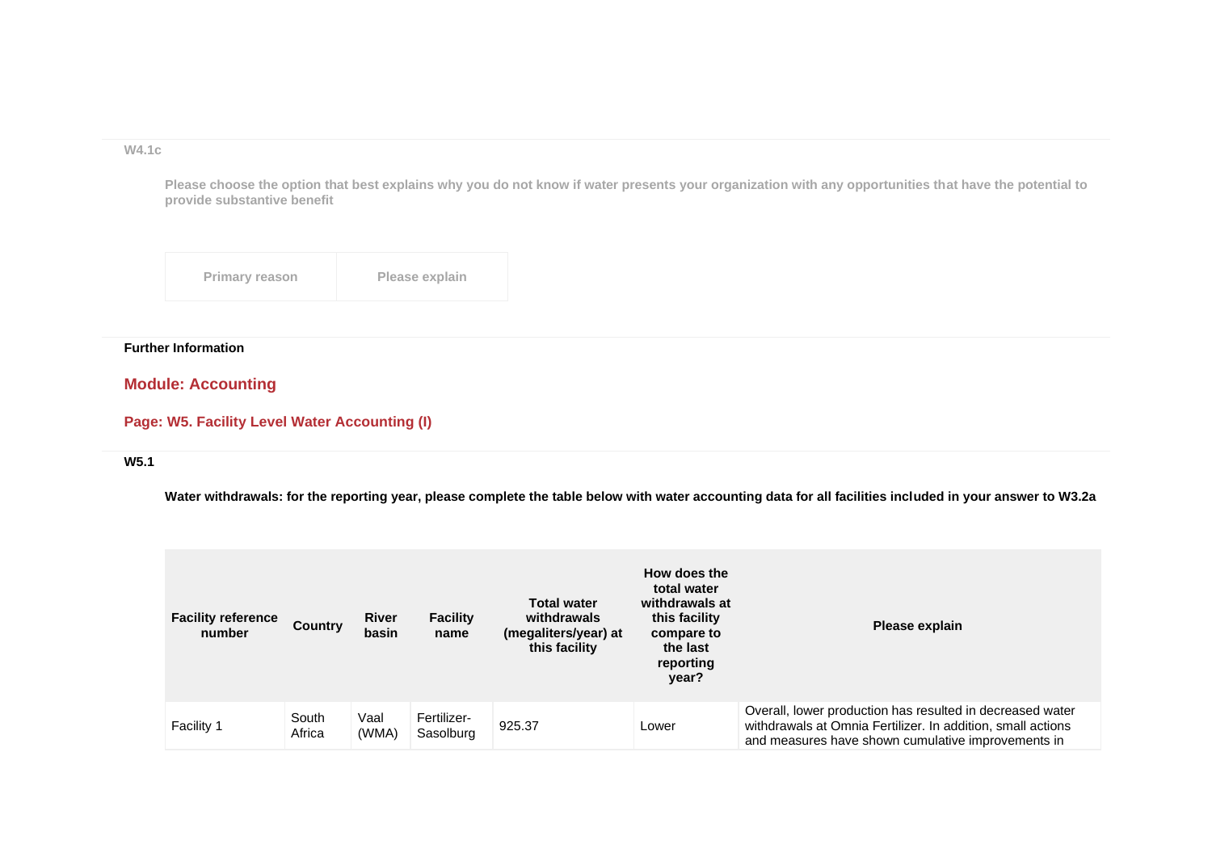W4.1c

Please choose the option that best explains why you do not know if water presents your organization with any opportunities that have the potential to provide substantive benefit

| Primary reason | Please explain |
|---|---|

**Further Information**

## Module: Accounting

### Page: W5. Facility Level Water Accounting (I)

**W5.1**

**Water withdrawals: for the reporting year, please complete the table below with water accounting data for all facilities included in your answer to W3.2a**

| Facility reference number | Country | River basin | Facility name | Total water withdrawals (megaliters/year) at this facility | How does the total water withdrawals at this facility compare to the last reporting year? | Please explain |
|---|---|---|---|---|---|---|
| Facility 1 | South Africa | Vaal (WMA) | Fertilizer-Sasolburg | 925.37 | Lower | Overall, lower production has resulted in decreased water withdrawals at Omnia Fertilizer. In addition, small actions and measures have shown cumulative improvements in |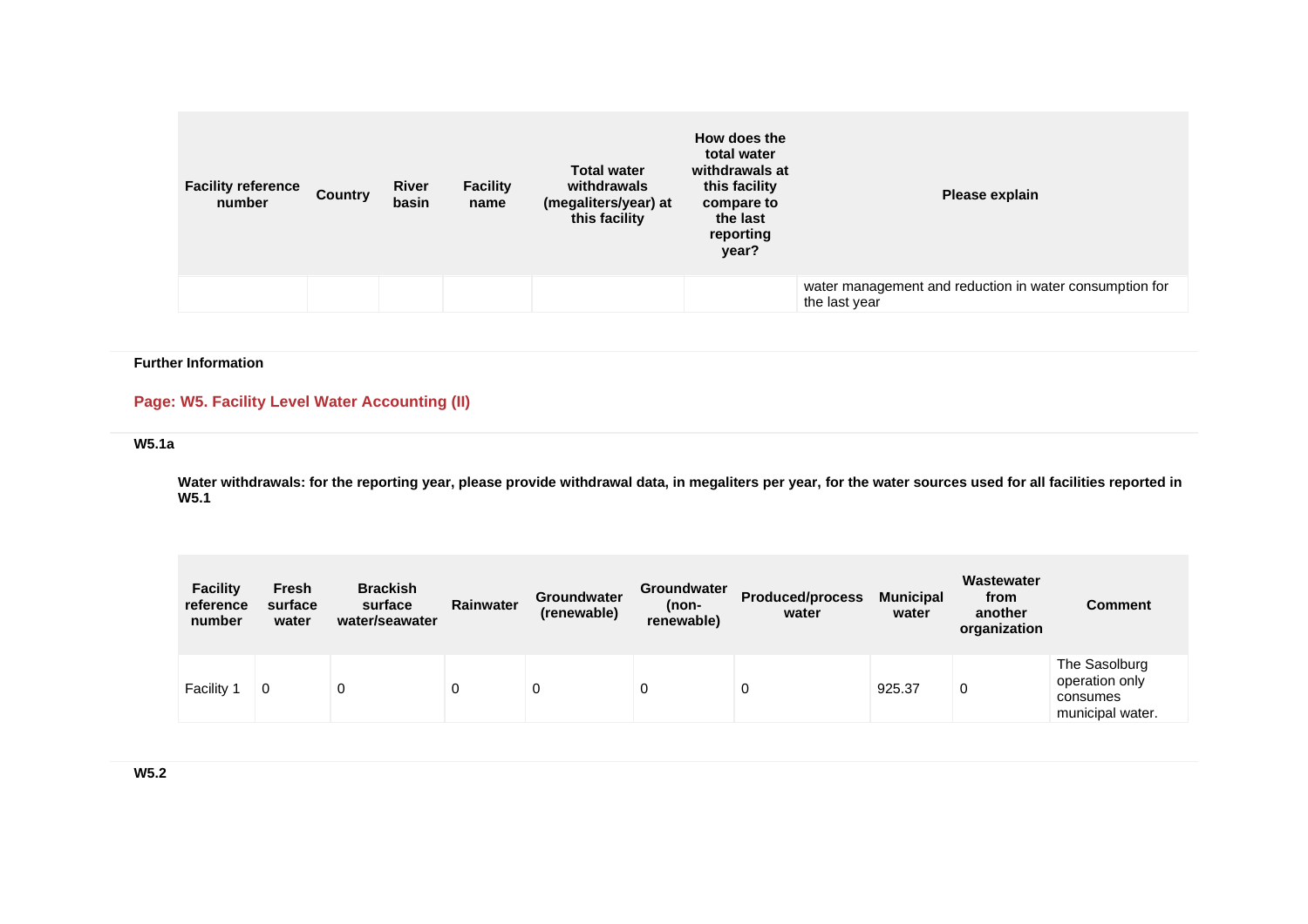| Facility reference number | Country | River basin | Facility name | Total water withdrawals (megaliters/year) at this facility | How does the total water withdrawals at this facility compare to the last reporting year? | Please explain |
|---|---|---|---|---|---|---|
| | | | | | | water management and reduction in water consumption for the last year |

**Further Information**

## Page: W5. Facility Level Water Accounting (II)

### W5.1a

**Water withdrawals: for the reporting year, please provide withdrawal data, in megaliters per year, for the water sources used for all facilities reported in W5.1**

| Facility reference number | Fresh surface water | Brackish surface water/seawater | Rainwater | Groundwater (renewable) | Groundwater (non-renewable) | Produced/process water | Municipal water | Wastewater from another organization | Comment |
|---|---|---|---|---|---|---|---|---|---|
| Facility 1 | 0 | 0 | 0 | 0 | 0 | 0 | 925.37 | 0 | The Sasolburg operation only consumes municipal water. |

### W5.2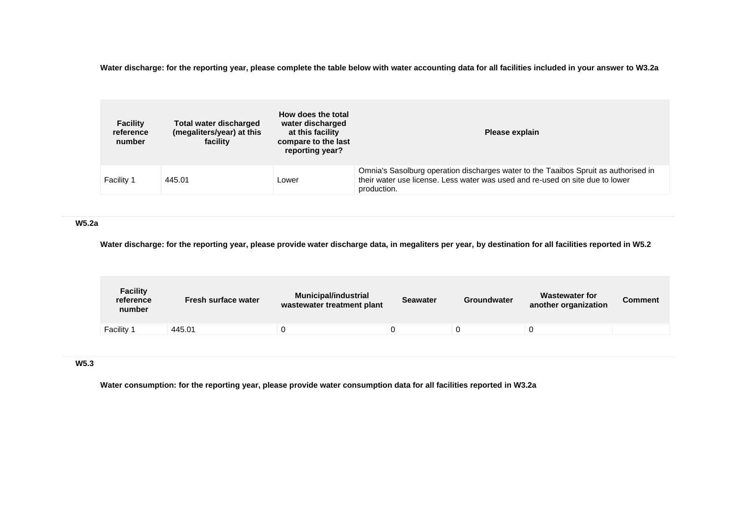**Water discharge: for the reporting year, please complete the table below with water accounting data for all facilities included in your answer to W3.2a**

| Facility reference number | Total water discharged (megaliters/year) at this facility | How does the total water discharged at this facility compare to the last reporting year? | Please explain |
|---|---|---|---|
| Facility 1 | 445.01 | Lower | Omnia's Sasolburg operation discharges water to the Taaibos Spruit as authorised in their water use license. Less water was used and re-used on site due to lower production. |

### W5.2a

**Water discharge: for the reporting year, please provide water discharge data, in megaliters per year, by destination for all facilities reported in W5.2**

| Facility reference number | Fresh surface water | Municipal/industrial wastewater treatment plant | Seawater | Groundwater | Wastewater for another organization | Comment |
|---|---|---|---|---|---|---|
| Facility 1 | 445.01 | 0 | 0 | 0 | 0 | |

### W5.3

**Water consumption: for the reporting year, please provide water consumption data for all facilities reported in W3.2a**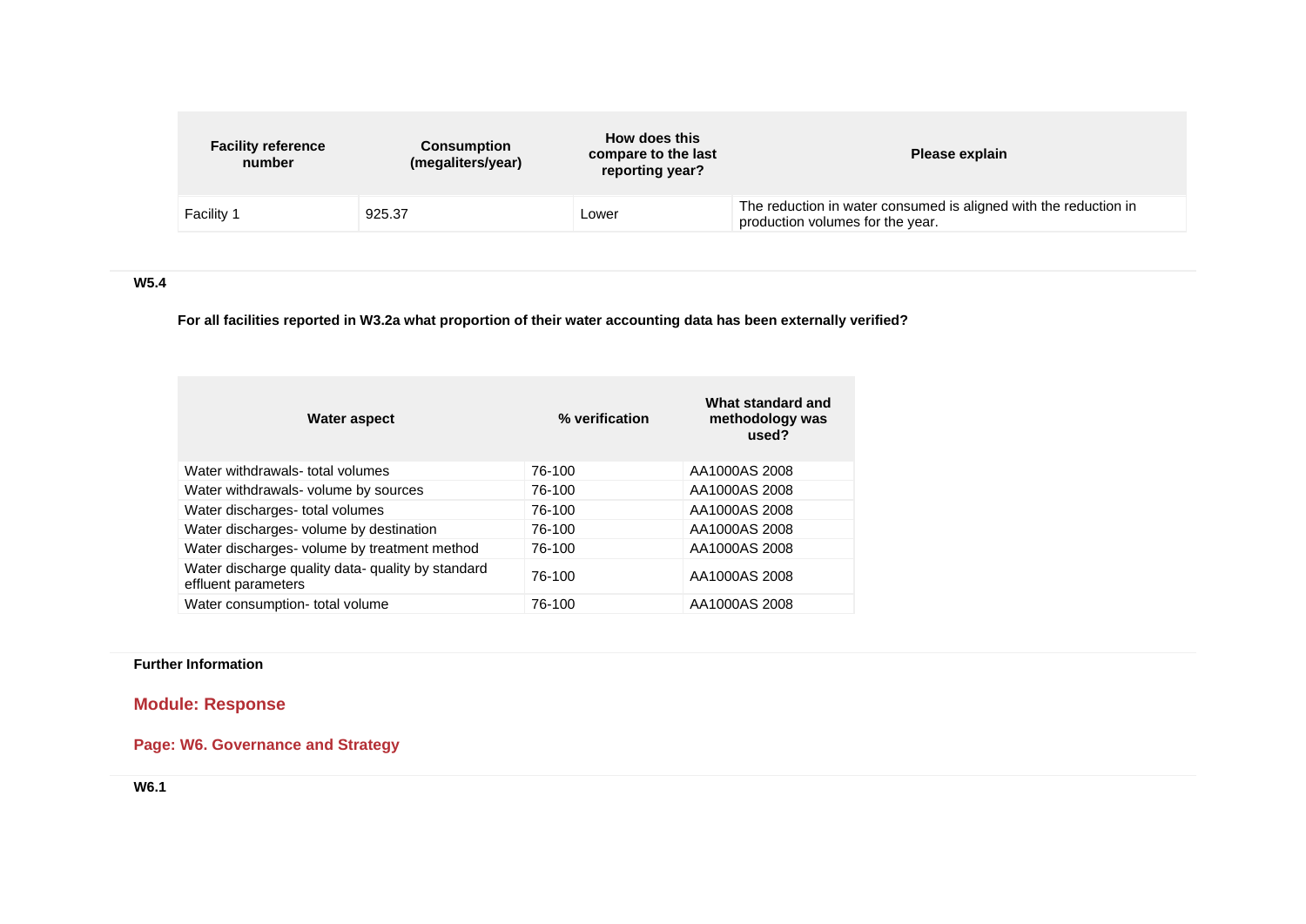| Facility reference number | Consumption (megaliters/year) | How does this compare to the last reporting year? | Please explain |
| --- | --- | --- | --- |
| Facility 1 | 925.37 | Lower | The reduction in water consumed is aligned with the reduction in production volumes for the year. |

**W5.4**

**For all facilities reported in W3.2a what proportion of their water accounting data has been externally verified?**

| Water aspect | % verification | What standard and methodology was used? |
| --- | --- | --- |
| Water withdrawals- total volumes | 76-100 | AA1000AS 2008 |
| Water withdrawals- volume by sources | 76-100 | AA1000AS 2008 |
| Water discharges- total volumes | 76-100 | AA1000AS 2008 |
| Water discharges- volume by destination | 76-100 | AA1000AS 2008 |
| Water discharges- volume by treatment method | 76-100 | AA1000AS 2008 |
| Water discharge quality data- quality by standard effluent parameters | 76-100 | AA1000AS 2008 |
| Water consumption- total volume | 76-100 | AA1000AS 2008 |

**Further Information**

## Module: Response

### Page: W6. Governance and Strategy

**W6.1**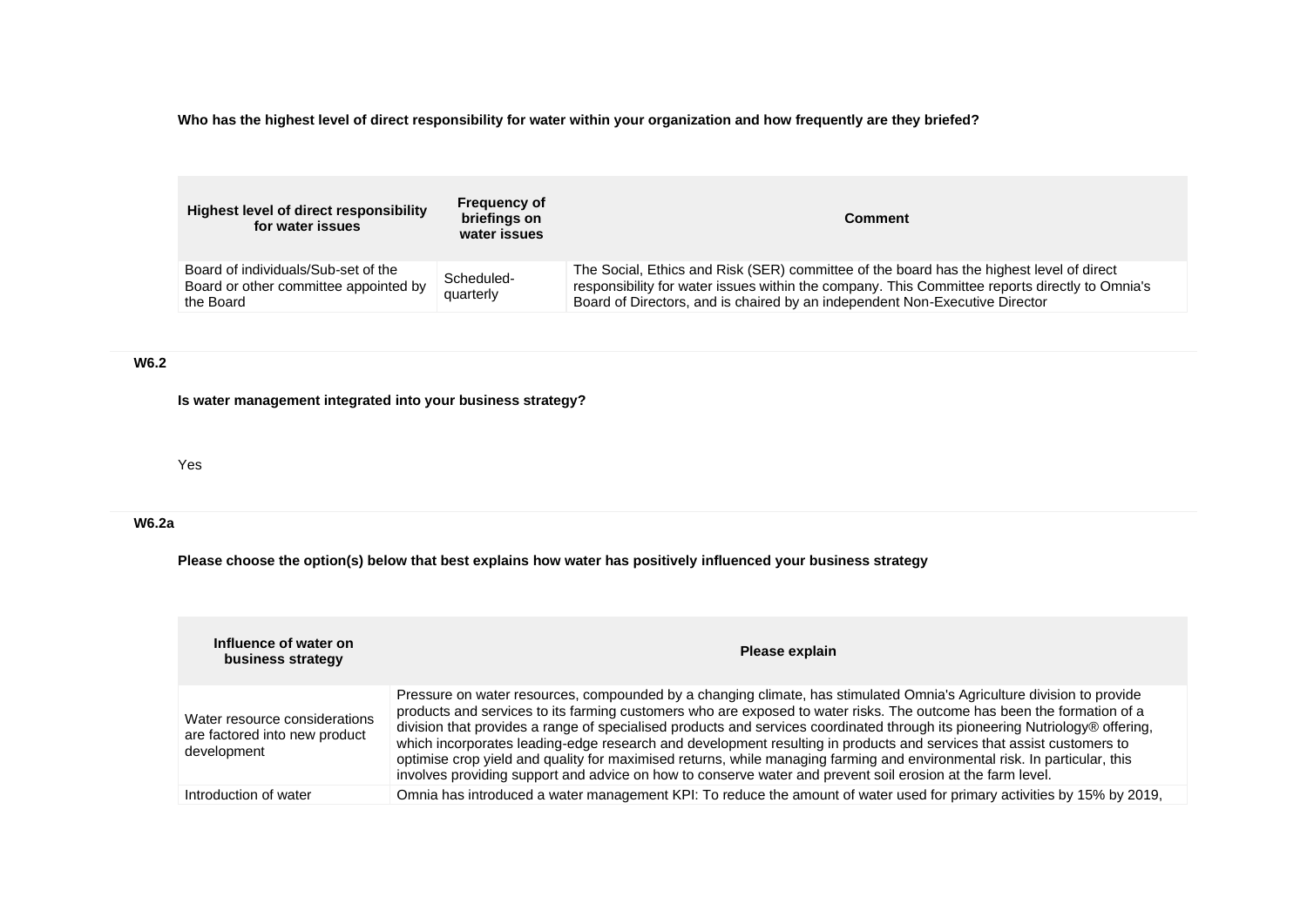**Who has the highest level of direct responsibility for water within your organization and how frequently are they briefed?**

| Highest level of direct responsibility for water issues | Frequency of briefings on water issues | Comment |
|---|---|---|
| Board of individuals/Sub-set of the Board or other committee appointed by the Board | Scheduled-quarterly | The Social, Ethics and Risk (SER) committee of the board has the highest level of direct responsibility for water issues within the company. This Committee reports directly to Omnia's Board of Directors, and is chaired by an independent Non-Executive Director |

## W6.2

**Is water management integrated into your business strategy?**

Yes

## W6.2a

**Please choose the option(s) below that best explains how water has positively influenced your business strategy**

| Influence of water on business strategy | Please explain |
|---|---|
| Water resource considerations are factored into new product development | Pressure on water resources, compounded by a changing climate, has stimulated Omnia's Agriculture division to provide products and services to its farming customers who are exposed to water risks. The outcome has been the formation of a division that provides a range of specialised products and services coordinated through its pioneering Nutriology® offering, which incorporates leading-edge research and development resulting in products and services that assist customers to optimise crop yield and quality for maximised returns, while managing farming and environmental risk. In particular, this involves providing support and advice on how to conserve water and prevent soil erosion at the farm level. |
| Introduction of water | Omnia has introduced a water management KPI: To reduce the amount of water used for primary activities by 15% by 2019, |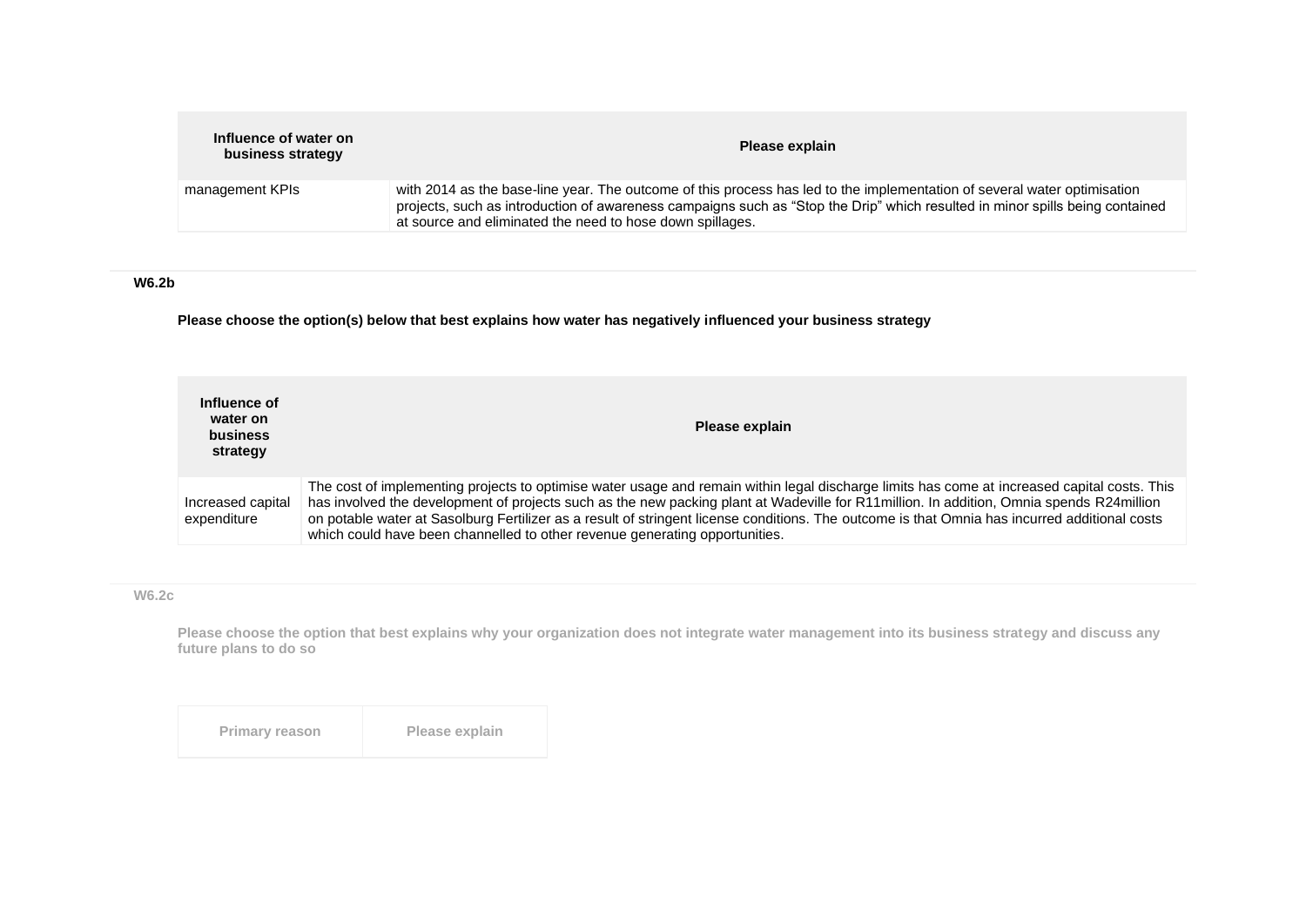| Influence of water on business strategy | Please explain |
|---|---|
| management KPIs | with 2014 as the base-line year. The outcome of this process has led to the implementation of several water optimisation projects, such as introduction of awareness campaigns such as “Stop the Drip” which resulted in minor spills being contained at source and eliminated the need to hose down spillages. |

**W6.2b**

**Please choose the option(s) below that best explains how water has negatively influenced your business strategy**

| Influence of water on business strategy | Please explain |
|---|---|
| Increased capital expenditure | The cost of implementing projects to optimise water usage and remain within legal discharge limits has come at increased capital costs. This has involved the development of projects such as the new packing plant at Wadeville for R11million. In addition, Omnia spends R24million on potable water at Sasolburg Fertilizer as a result of stringent license conditions. The outcome is that Omnia has incurred additional costs which could have been channelled to other revenue generating opportunities. |

**W6.2c**

**Please choose the option that best explains why your organization does not integrate water management into its business strategy and discuss any future plans to do so**

| Primary reason | Please explain |
|---|---|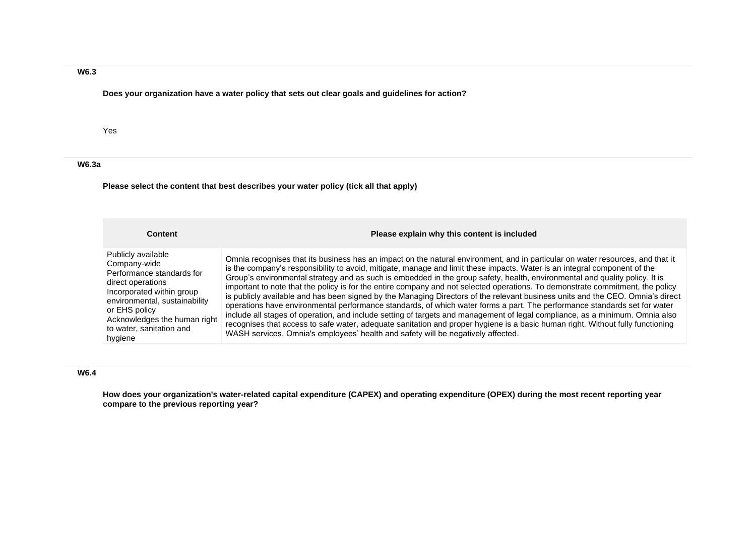**W6.3**

**Does your organization have a water policy that sets out clear goals and guidelines for action?**

Yes

**W6.3a**

**Please select the content that best describes your water policy (tick all that apply)**

| Content | Please explain why this content is included |
| --- | --- |
| Publicly available<br>Company-wide<br>Performance standards for direct operations<br>Incorporated within group environmental, sustainability or EHS policy<br>Acknowledges the human right to water, sanitation and hygiene | Omnia recognises that its business has an impact on the natural environment, and in particular on water resources, and that it is the company's responsibility to avoid, mitigate, manage and limit these impacts. Water is an integral component of the Group's environmental strategy and as such is embedded in the group safety, health, environmental and quality policy. It is important to note that the policy is for the entire company and not selected operations. To demonstrate commitment, the policy is publicly available and has been signed by the Managing Directors of the relevant business units and the CEO. Omnia's direct operations have environmental performance standards, of which water forms a part. The performance standards set for water include all stages of operation, and include setting of targets and management of legal compliance, as a minimum. Omnia also recognises that access to safe water, adequate sanitation and proper hygiene is a basic human right. Without fully functioning WASH services, Omnia's employees' health and safety will be negatively affected. |

**W6.4**

**How does your organization's water-related capital expenditure (CAPEX) and operating expenditure (OPEX) during the most recent reporting year compare to the previous reporting year?**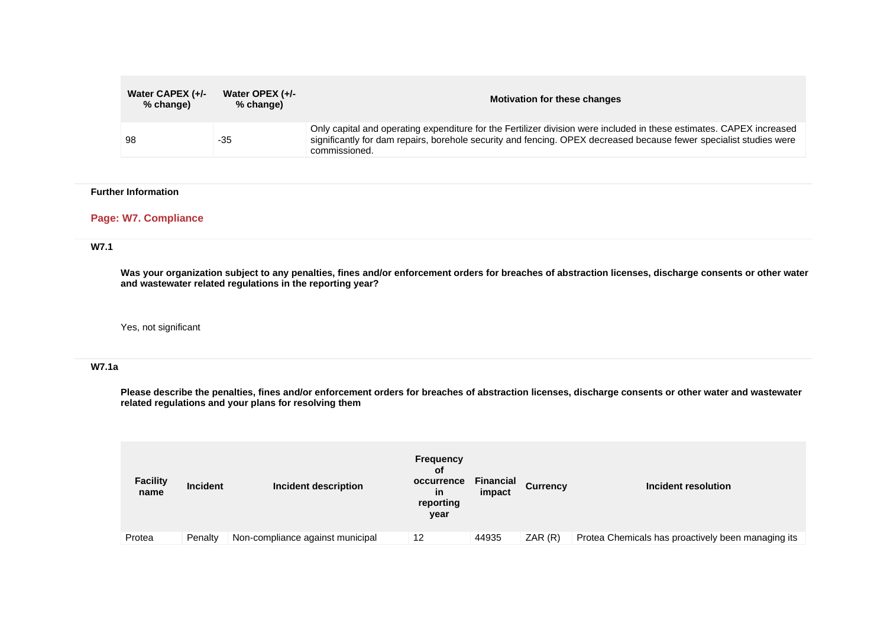| Water CAPEX (+/- % change) | Water OPEX (+/- % change) | Motivation for these changes |
|---|---|---|
| 98 | -35 | Only capital and operating expenditure for the Fertilizer division were included in these estimates. CAPEX increased significantly for dam repairs, borehole security and fencing. OPEX decreased because fewer specialist studies were commissioned. |

**Further Information**

## Page: W7. Compliance

**W7.1**

**Was your organization subject to any penalties, fines and/or enforcement orders for breaches of abstraction licenses, discharge consents or other water and wastewater related regulations in the reporting year?**

Yes, not significant

**W7.1a**

**Please describe the penalties, fines and/or enforcement orders for breaches of abstraction licenses, discharge consents or other water and wastewater related regulations and your plans for resolving them**

| Facility name | Incident | Incident description | Frequency of occurrence in reporting year | Financial impact | Currency | Incident resolution |
|---|---|---|---|---|---|---|
| Protea | Penalty | Non-compliance against municipal | 12 | 44935 | ZAR (R) | Protea Chemicals has proactively been managing its |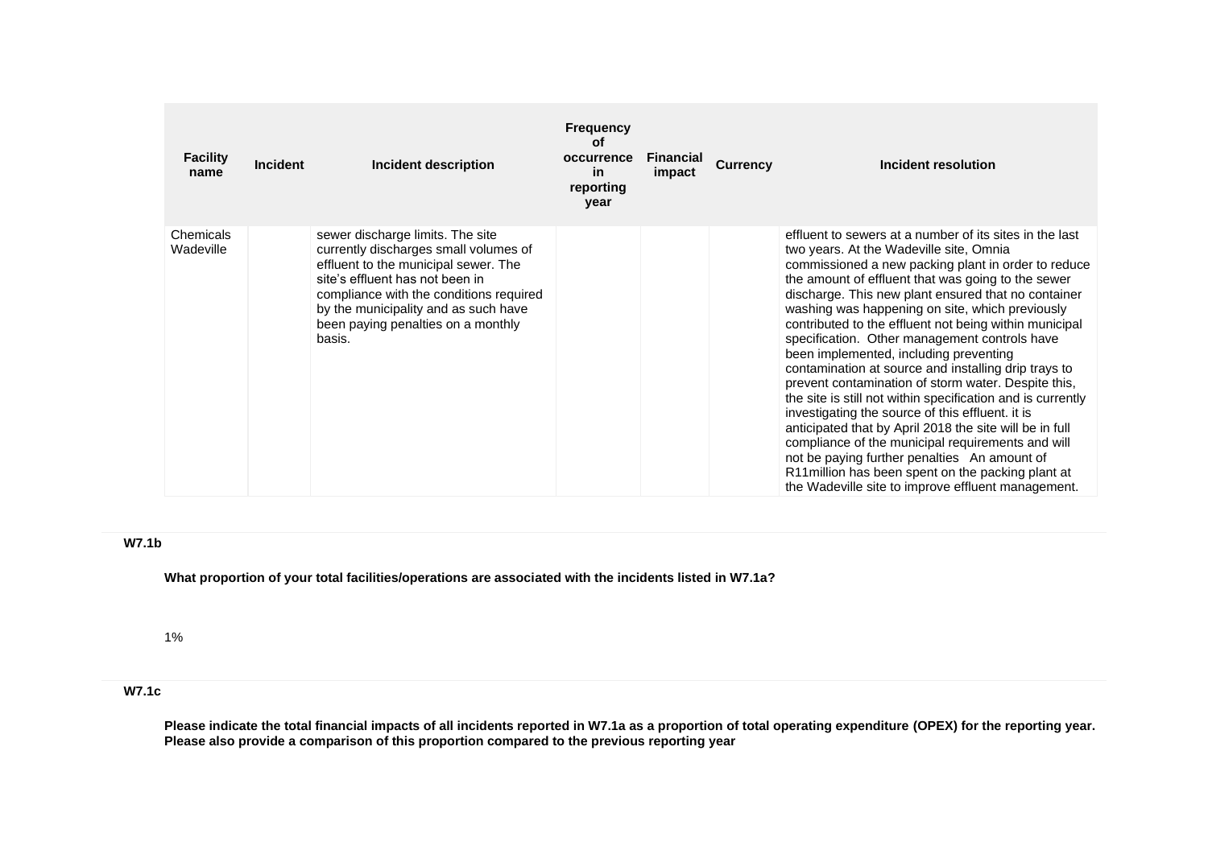| Facility name | Incident | Incident description | Frequency of occurrence in reporting year | Financial impact | Currency | Incident resolution |
|---|---|---|---|---|---|---|
| Chemicals Wadeville | | sewer discharge limits. The site currently discharges small volumes of effluent to the municipal sewer. The site's effluent has not been in compliance with the conditions required by the municipality and as such have been paying penalties on a monthly basis. | | | | effluent to sewers at a number of its sites in the last two years. At the Wadeville site, Omnia commissioned a new packing plant in order to reduce the amount of effluent that was going to the sewer discharge. This new plant ensured that no container washing was happening on site, which previously contributed to the effluent not being within municipal specification. Other management controls have been implemented, including preventing contamination at source and installing drip trays to prevent contamination of storm water. Despite this, the site is still not within specification and is currently investigating the source of this effluent. it is anticipated that by April 2018 the site will be in full compliance of the municipal requirements and will not be paying further penalties An amount of R11million has been spent on the packing plant at the Wadeville site to improve effluent management. |

**W7.1b**

**What proportion of your total facilities/operations are associated with the incidents listed in W7.1a?**

1%

**W7.1c**

**Please indicate the total financial impacts of all incidents reported in W7.1a as a proportion of total operating expenditure (OPEX) for the reporting year. Please also provide a comparison of this proportion compared to the previous reporting year**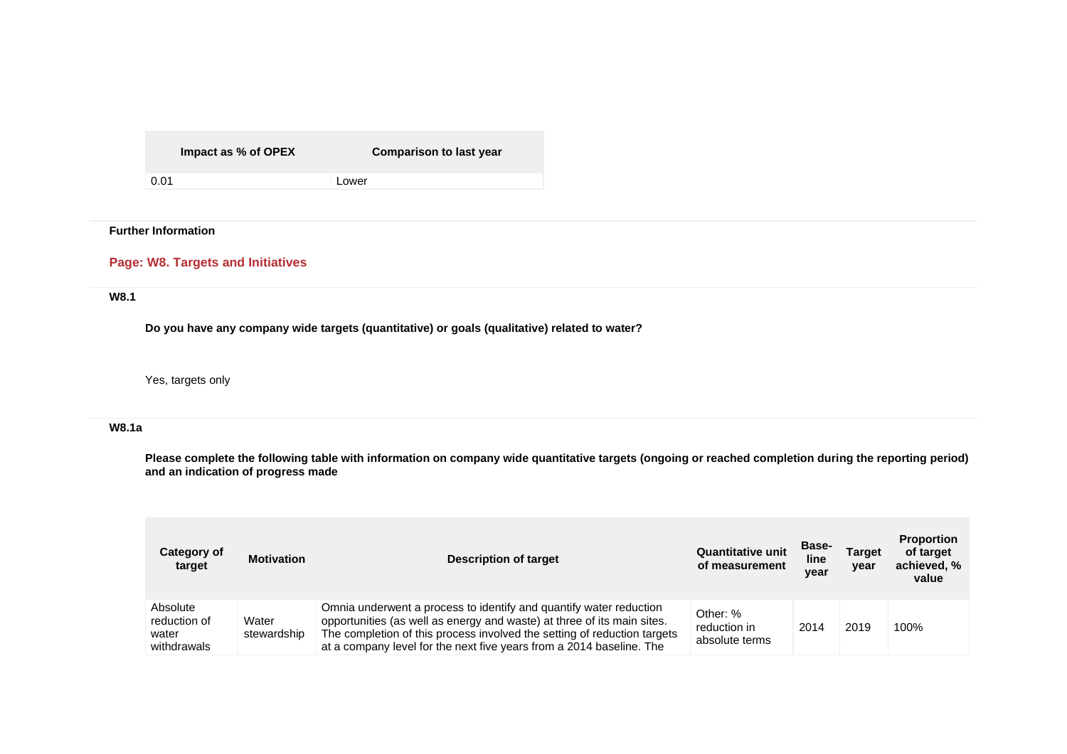| Impact as % of OPEX | Comparison to last year |
| --- | --- |
| 0.01 | Lower |

**Further Information**

## Page: W8. Targets and Initiatives

### W8.1

**Do you have any company wide targets (quantitative) or goals (qualitative) related to water?**

Yes, targets only

### W8.1a

**Please complete the following table with information on company wide quantitative targets (ongoing or reached completion during the reporting period) and an indication of progress made**

| Category of target | Motivation | Description of target | Quantitative unit of measurement | Base-line year | Target year | Proportion of target achieved, % value |
| --- | --- | --- | --- | --- | --- | --- |
| Absolute reduction of water withdrawals | Water stewardship | Omnia underwent a process to identify and quantify water reduction opportunities (as well as energy and waste) at three of its main sites. The completion of this process involved the setting of reduction targets at a company level for the next five years from a 2014 baseline. The | Other: % reduction in absolute terms | 2014 | 2019 | 100% |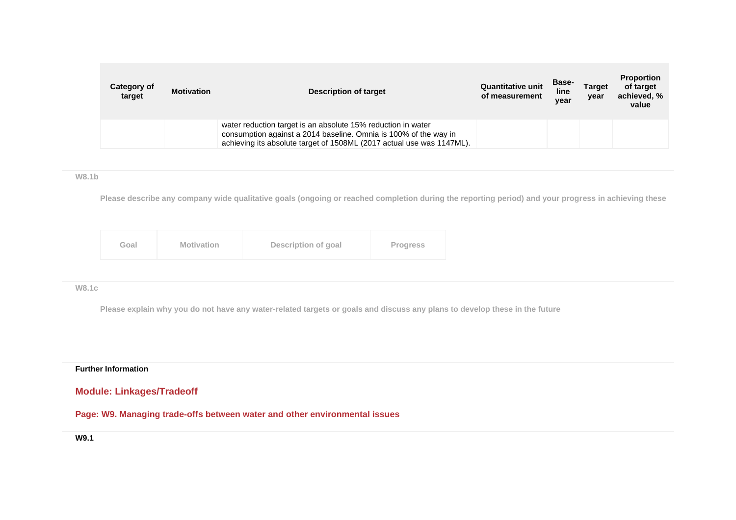| Category of target | Motivation | Description of target | Quantitative unit of measurement | Base-line year | Target year | Proportion of target achieved, % value |
|---|---|---|---|---|---|---|
| | | water reduction target is an absolute 15% reduction in water consumption against a 2014 baseline. Omnia is 100% of the way in achieving its absolute target of 1508ML (2017 actual use was 1147ML). | | | | |

**W8.1b**

**Please describe any company wide qualitative goals (ongoing or reached completion during the reporting period) and your progress in achieving these**

| Goal | Motivation | Description of goal | Progress |
|---|---|---|---|

**W8.1c**

**Please explain why you do not have any water-related targets or goals and discuss any plans to develop these in the future**

**Further Information**

## Module: Linkages/Tradeoff

### Page: W9. Managing trade-offs between water and other environmental issues

**W9.1**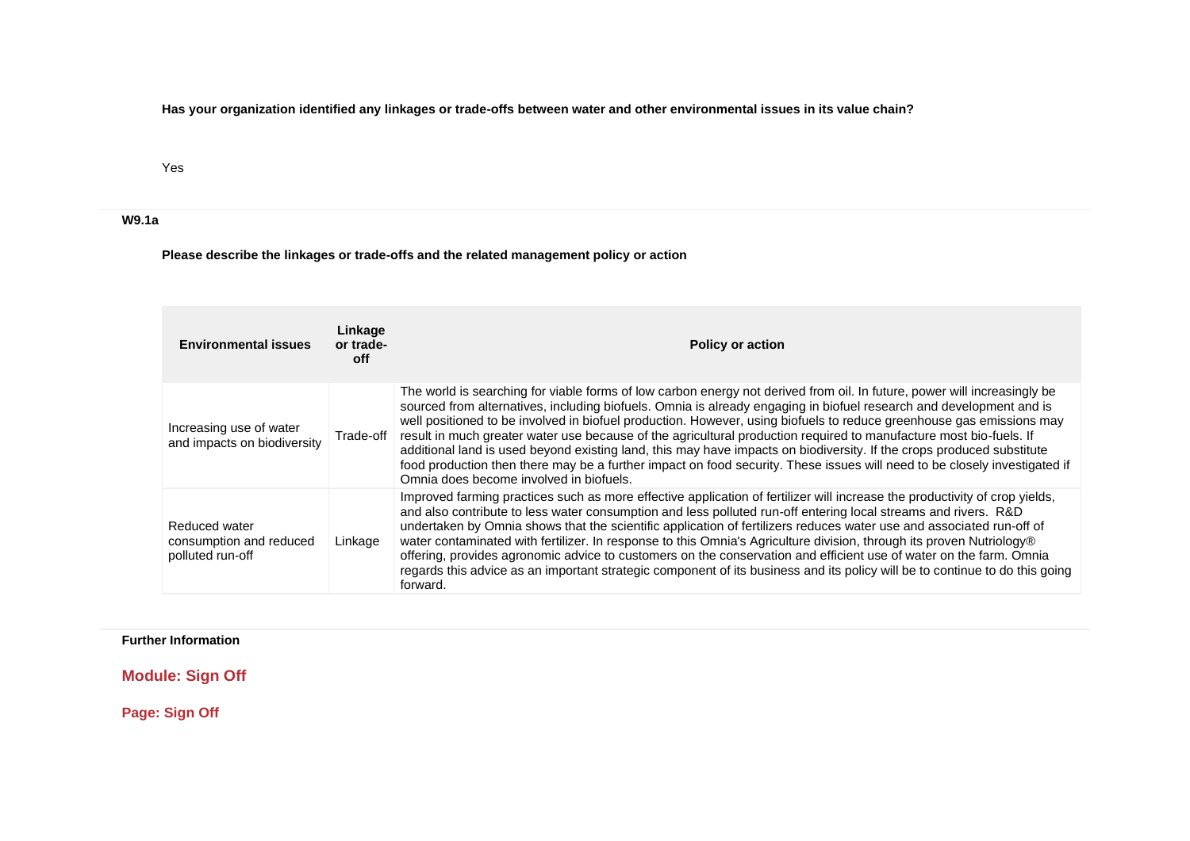**Has your organization identified any linkages or trade-offs between water and other environmental issues in its value chain?**

Yes

**W9.1a**

**Please describe the linkages or trade-offs and the related management policy or action**

| Environmental issues | Linkage or trade-off | Policy or action |
|---|---|---|
| Increasing use of water and impacts on biodiversity | Trade-off | The world is searching for viable forms of low carbon energy not derived from oil. In future, power will increasingly be sourced from alternatives, including biofuels. Omnia is already engaging in biofuel research and development and is well positioned to be involved in biofuel production. However, using biofuels to reduce greenhouse gas emissions may result in much greater water use because of the agricultural production required to manufacture most bio-fuels. If additional land is used beyond existing land, this may have impacts on biodiversity. If the crops produced substitute food production then there may be a further impact on food security. These issues will need to be closely investigated if Omnia does become involved in biofuels. |
| Reduced water consumption and reduced polluted run-off | Linkage | Improved farming practices such as more effective application of fertilizer will increase the productivity of crop yields, and also contribute to less water consumption and less polluted run-off entering local streams and rivers. R&D undertaken by Omnia shows that the scientific application of fertilizers reduces water use and associated run-off of water contaminated with fertilizer. In response to this Omnia's Agriculture division, through its proven Nutriology® offering, provides agronomic advice to customers on the conservation and efficient use of water on the farm. Omnia regards this advice as an important strategic component of its business and its policy will be to continue to do this going forward. |

**Further Information**

## Module: Sign Off

### Page: Sign Off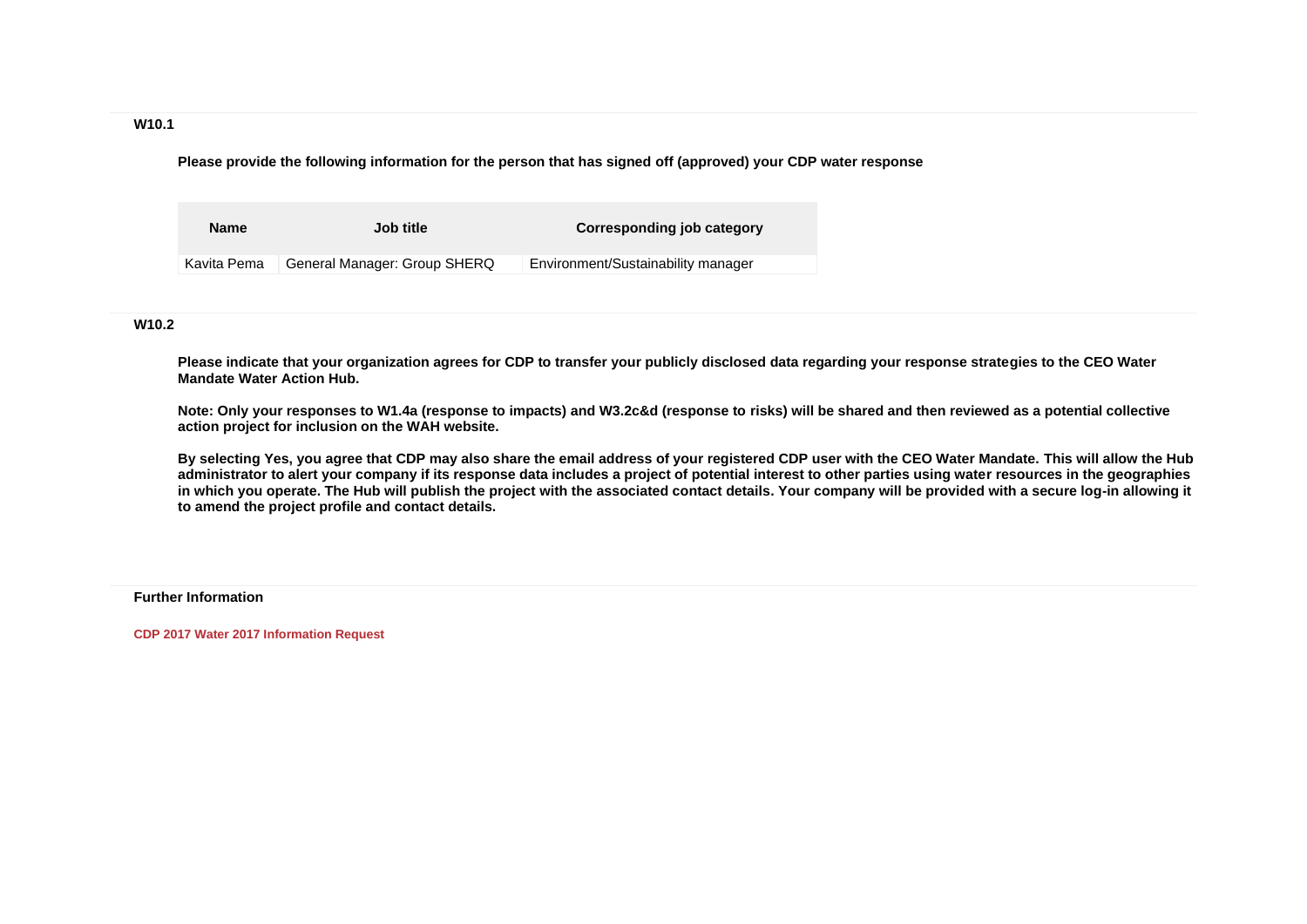### W10.1

**Please provide the following information for the person that has signed off (approved) your CDP water response**

| Name | Job title | Corresponding job category |
|---|---|---|
| Kavita Pema | General Manager: Group SHERQ | Environment/Sustainability manager |

### W10.2

**Please indicate that your organization agrees for CDP to transfer your publicly disclosed data regarding your response strategies to the CEO Water Mandate Water Action Hub.**

**Note: Only your responses to W1.4a (response to impacts) and W3.2c&d (response to risks) will be shared and then reviewed as a potential collective action project for inclusion on the WAH website.**

**By selecting Yes, you agree that CDP may also share the email address of your registered CDP user with the CEO Water Mandate. This will allow the Hub administrator to alert your company if its response data includes a project of potential interest to other parties using water resources in the geographies in which you operate. The Hub will publish the project with the associated contact details. Your company will be provided with a secure log-in allowing it to amend the project profile and contact details.**

### Further Information

**CDP 2017 Water 2017 Information Request**